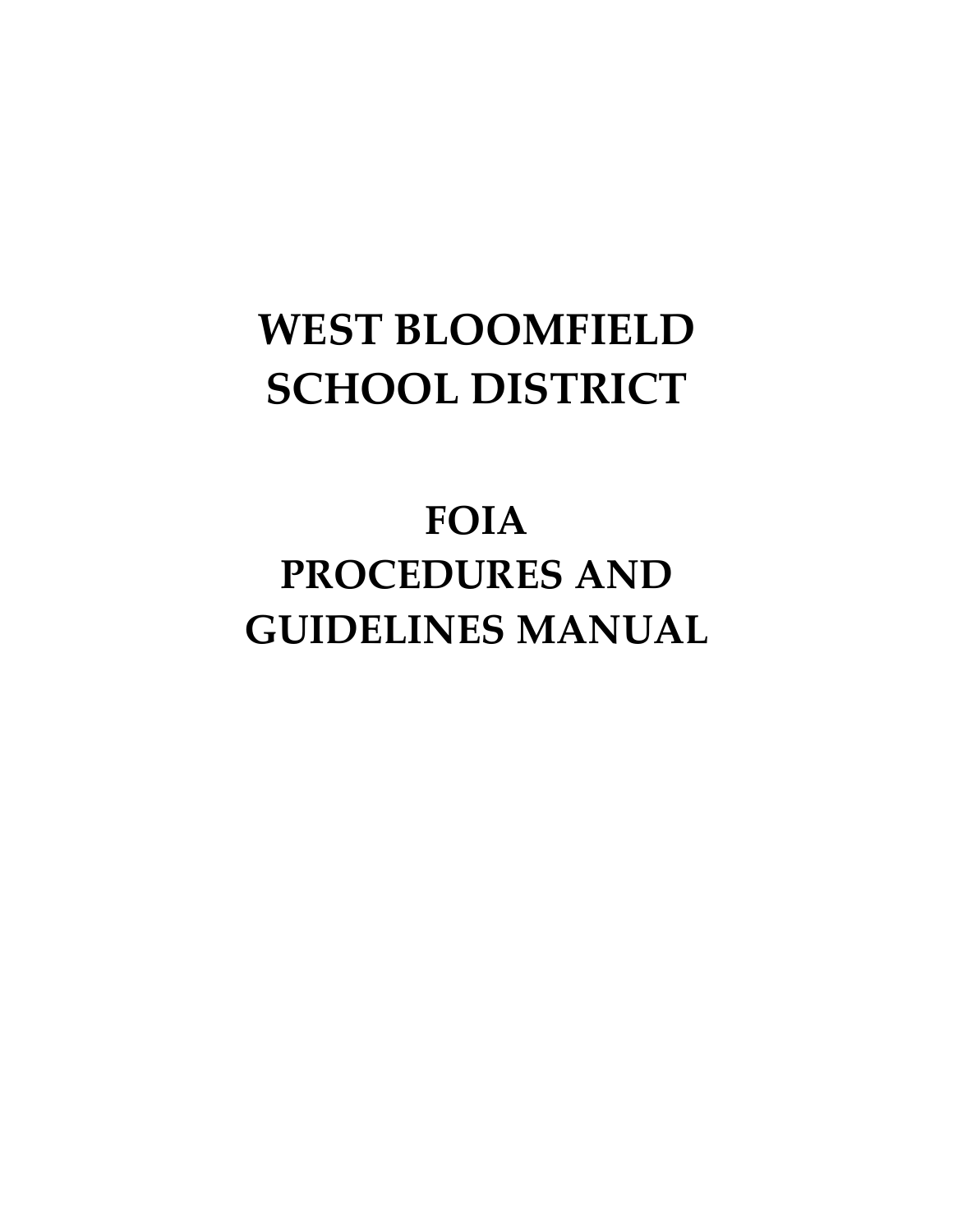# WEST BLOOMFIELD SCHOOL DISTRICT

# FOIA PROCEDURES AND GUIDELINES MANUAL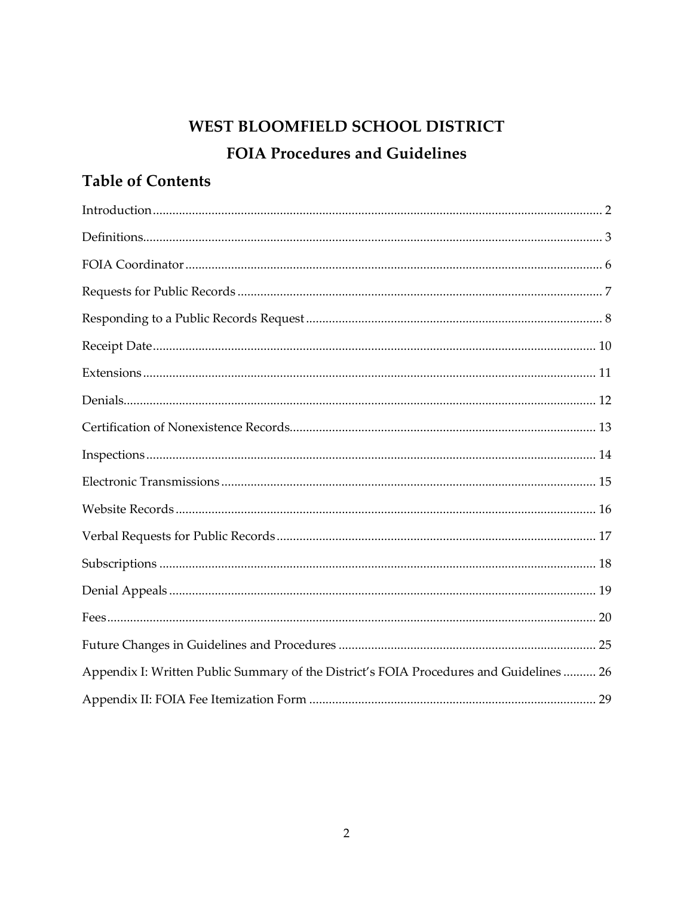# WEST BLOOMFIELD SCHOOL DISTRICT

## FOIA Procedures and Guidelines

## Table of Contents

Introduction ........................................................................................................................ 2

Definitions........................................................................................................................... 3

FOIA Coordinator .............................................................................................................. 6

Requests for Public Records .............................................................................................. 7

Responding to a Public Records Request ......................................................................... 8

Receipt Date ...................................................................................................................... 10

Extensions ......................................................................................................................... 11

Denials............................................................................................................................... 12

Certification of Nonexistence Records............................................................................ 13

Inspections ........................................................................................................................ 14

Electronic Transmissions ................................................................................................. 15

Website Records ............................................................................................................... 16

Verbal Requests for Public Records ................................................................................ 17

Subscriptions .................................................................................................................... 18

Denial Appeals ................................................................................................................. 19

Fees.................................................................................................................................... 20

Future Changes in Guidelines and Procedures .............................................................. 25

Appendix I: Written Public Summary of the District's FOIA Procedures and Guidelines .......... 26

Appendix II: FOIA Fee Itemization Form ....................................................................... 29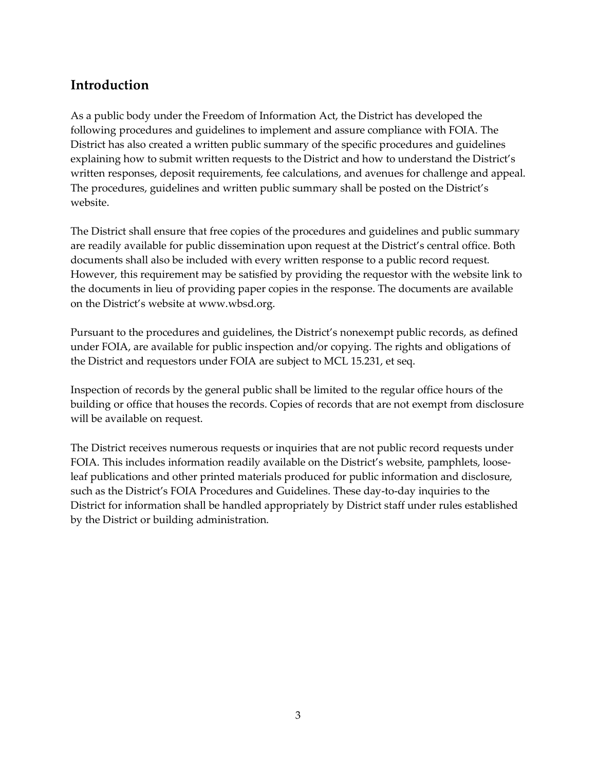## Introduction

As a public body under the Freedom of Information Act, the District has developed the following procedures and guidelines to implement and assure compliance with FOIA. The District has also created a written public summary of the specific procedures and guidelines explaining how to submit written requests to the District and how to understand the District's written responses, deposit requirements, fee calculations, and avenues for challenge and appeal. The procedures, guidelines and written public summary shall be posted on the District's website.

The District shall ensure that free copies of the procedures and guidelines and public summary are readily available for public dissemination upon request at the District's central office. Both documents shall also be included with every written response to a public record request. However, this requirement may be satisfied by providing the requestor with the website link to the documents in lieu of providing paper copies in the response. The documents are available on the District's website at www.wbsd.org.

Pursuant to the procedures and guidelines, the District's nonexempt public records, as defined under FOIA, are available for public inspection and/or copying. The rights and obligations of the District and requestors under FOIA are subject to MCL 15.231, et seq.

Inspection of records by the general public shall be limited to the regular office hours of the building or office that houses the records. Copies of records that are not exempt from disclosure will be available on request.

The District receives numerous requests or inquiries that are not public record requests under FOIA. This includes information readily available on the District's website, pamphlets, loose-leaf publications and other printed materials produced for public information and disclosure, such as the District's FOIA Procedures and Guidelines. These day-to-day inquiries to the District for information shall be handled appropriately by District staff under rules established by the District or building administration.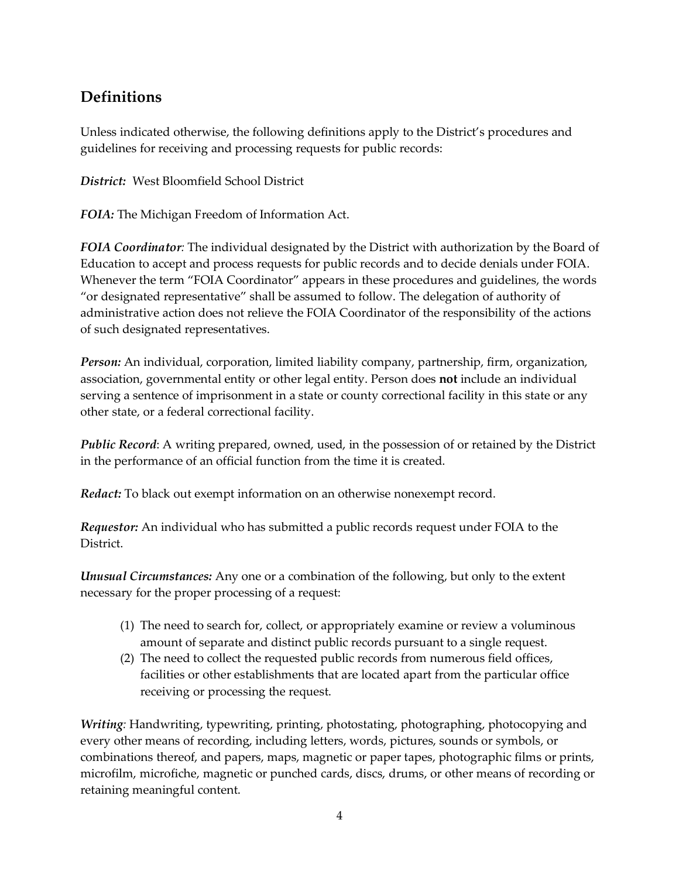## Definitions

Unless indicated otherwise, the following definitions apply to the District's procedures and guidelines for receiving and processing requests for public records:

***District:*** West Bloomfield School District

***FOIA:*** The Michigan Freedom of Information Act.

***FOIA Coordinator:*** The individual designated by the District with authorization by the Board of Education to accept and process requests for public records and to decide denials under FOIA. Whenever the term "FOIA Coordinator" appears in these procedures and guidelines, the words "or designated representative" shall be assumed to follow. The delegation of authority of administrative action does not relieve the FOIA Coordinator of the responsibility of the actions of such designated representatives.

***Person:*** An individual, corporation, limited liability company, partnership, firm, organization, association, governmental entity or other legal entity. Person does **not** include an individual serving a sentence of imprisonment in a state or county correctional facility in this state or any other state, or a federal correctional facility.

***Public Record***: A writing prepared, owned, used, in the possession of or retained by the District in the performance of an official function from the time it is created.

***Redact:*** To black out exempt information on an otherwise nonexempt record.

***Requestor:*** An individual who has submitted a public records request under FOIA to the District.

***Unusual Circumstances:*** Any one or a combination of the following, but only to the extent necessary for the proper processing of a request:

1. The need to search for, collect, or appropriately examine or review a voluminous amount of separate and distinct public records pursuant to a single request.
2. The need to collect the requested public records from numerous field offices, facilities or other establishments that are located apart from the particular office receiving or processing the request.

***Writing:*** Handwriting, typewriting, printing, photostating, photographing, photocopying and every other means of recording, including letters, words, pictures, sounds or symbols, or combinations thereof, and papers, maps, magnetic or paper tapes, photographic films or prints, microfilm, microfiche, magnetic or punched cards, discs, drums, or other means of recording or retaining meaningful content.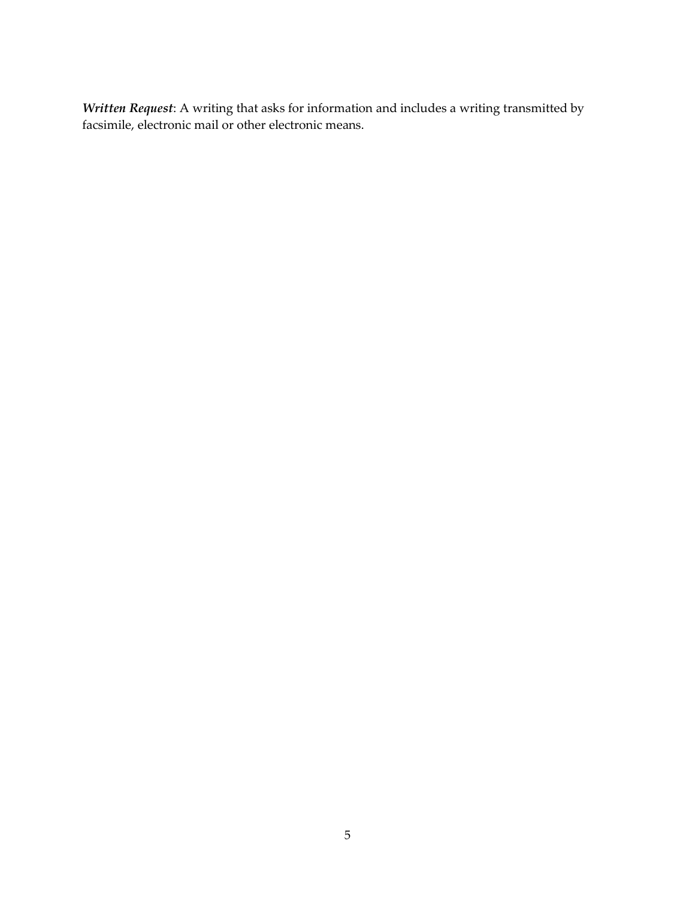***Written Request***: A writing that asks for information and includes a writing transmitted by facsimile, electronic mail or other electronic means.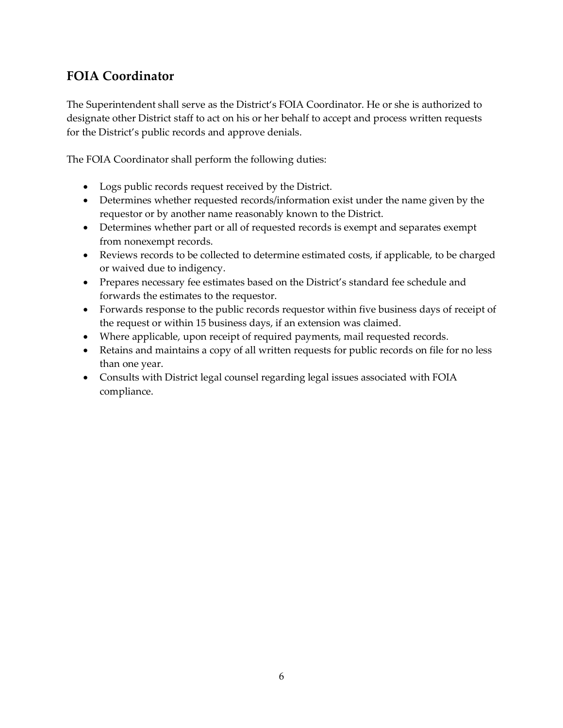## FOIA Coordinator

The Superintendent shall serve as the District's FOIA Coordinator. He or she is authorized to designate other District staff to act on his or her behalf to accept and process written requests for the District's public records and approve denials.

The FOIA Coordinator shall perform the following duties:

- Logs public records request received by the District.
- Determines whether requested records/information exist under the name given by the requestor or by another name reasonably known to the District.
- Determines whether part or all of requested records is exempt and separates exempt from nonexempt records.
- Reviews records to be collected to determine estimated costs, if applicable, to be charged or waived due to indigency.
- Prepares necessary fee estimates based on the District's standard fee schedule and forwards the estimates to the requestor.
- Forwards response to the public records requestor within five business days of receipt of the request or within 15 business days, if an extension was claimed.
- Where applicable, upon receipt of required payments, mail requested records.
- Retains and maintains a copy of all written requests for public records on file for no less than one year.
- Consults with District legal counsel regarding legal issues associated with FOIA compliance.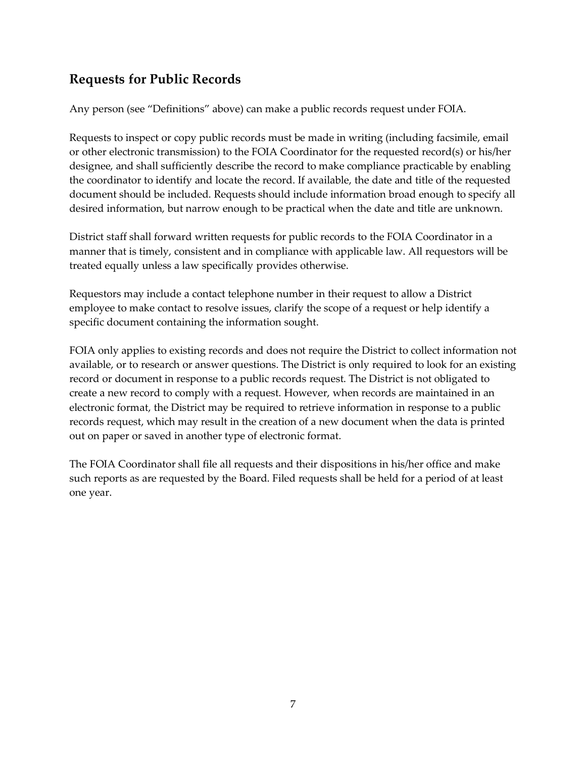## Requests for Public Records

Any person (see "Definitions" above) can make a public records request under FOIA.

Requests to inspect or copy public records must be made in writing (including facsimile, email or other electronic transmission) to the FOIA Coordinator for the requested record(s) or his/her designee, and shall sufficiently describe the record to make compliance practicable by enabling the coordinator to identify and locate the record. If available, the date and title of the requested document should be included. Requests should include information broad enough to specify all desired information, but narrow enough to be practical when the date and title are unknown.

District staff shall forward written requests for public records to the FOIA Coordinator in a manner that is timely, consistent and in compliance with applicable law. All requestors will be treated equally unless a law specifically provides otherwise.

Requestors may include a contact telephone number in their request to allow a District employee to make contact to resolve issues, clarify the scope of a request or help identify a specific document containing the information sought.

FOIA only applies to existing records and does not require the District to collect information not available, or to research or answer questions. The District is only required to look for an existing record or document in response to a public records request. The District is not obligated to create a new record to comply with a request. However, when records are maintained in an electronic format, the District may be required to retrieve information in response to a public records request, which may result in the creation of a new document when the data is printed out on paper or saved in another type of electronic format.

The FOIA Coordinator shall file all requests and their dispositions in his/her office and make such reports as are requested by the Board. Filed requests shall be held for a period of at least one year.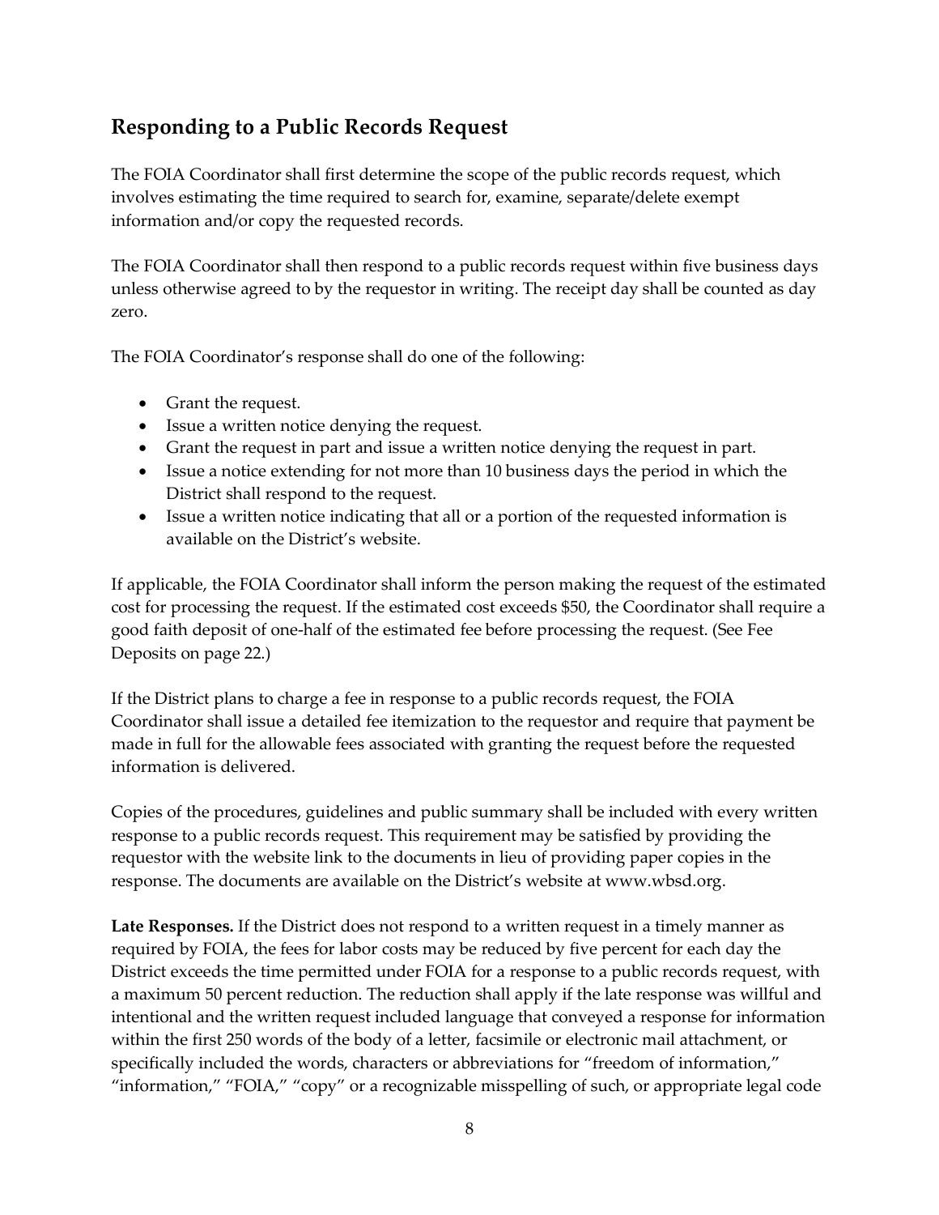## Responding to a Public Records Request

The FOIA Coordinator shall first determine the scope of the public records request, which involves estimating the time required to search for, examine, separate/delete exempt information and/or copy the requested records.

The FOIA Coordinator shall then respond to a public records request within five business days unless otherwise agreed to by the requestor in writing. The receipt day shall be counted as day zero.

The FOIA Coordinator's response shall do one of the following:

- Grant the request.
- Issue a written notice denying the request.
- Grant the request in part and issue a written notice denying the request in part.
- Issue a notice extending for not more than 10 business days the period in which the District shall respond to the request.
- Issue a written notice indicating that all or a portion of the requested information is available on the District's website.

If applicable, the FOIA Coordinator shall inform the person making the request of the estimated cost for processing the request. If the estimated cost exceeds $50, the Coordinator shall require a good faith deposit of one-half of the estimated fee before processing the request. (See Fee Deposits on page 22.)

If the District plans to charge a fee in response to a public records request, the FOIA Coordinator shall issue a detailed fee itemization to the requestor and require that payment be made in full for the allowable fees associated with granting the request before the requested information is delivered.

Copies of the procedures, guidelines and public summary shall be included with every written response to a public records request. This requirement may be satisfied by providing the requestor with the website link to the documents in lieu of providing paper copies in the response. The documents are available on the District's website at www.wbsd.org.

**Late Responses.** If the District does not respond to a written request in a timely manner as required by FOIA, the fees for labor costs may be reduced by five percent for each day the District exceeds the time permitted under FOIA for a response to a public records request, with a maximum 50 percent reduction. The reduction shall apply if the late response was willful and intentional and the written request included language that conveyed a response for information within the first 250 words of the body of a letter, facsimile or electronic mail attachment, or specifically included the words, characters or abbreviations for "freedom of information," "information," "FOIA," "copy" or a recognizable misspelling of such, or appropriate legal code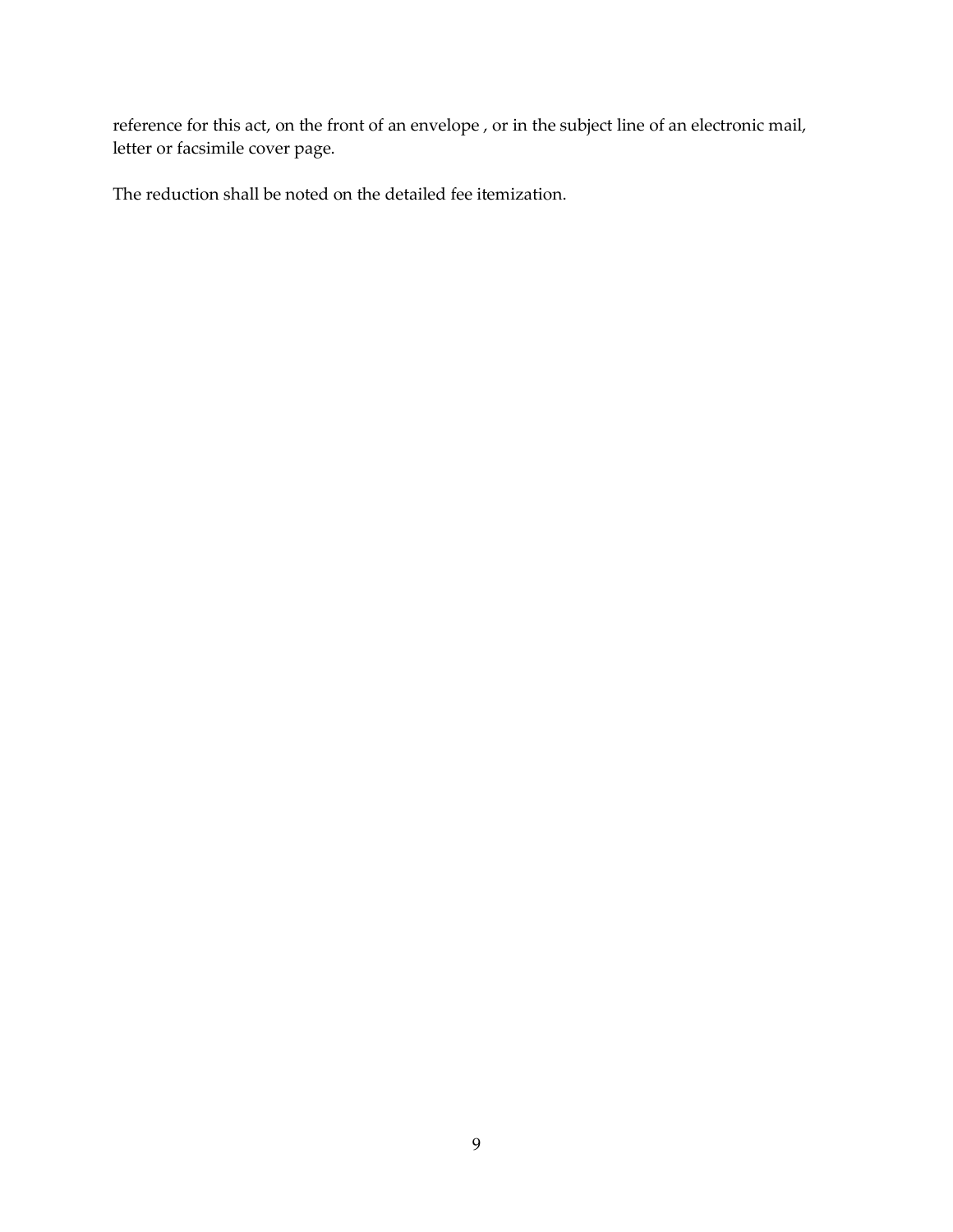reference for this act, on the front of an envelope , or in the subject line of an electronic mail, letter or facsimile cover page.

The reduction shall be noted on the detailed fee itemization.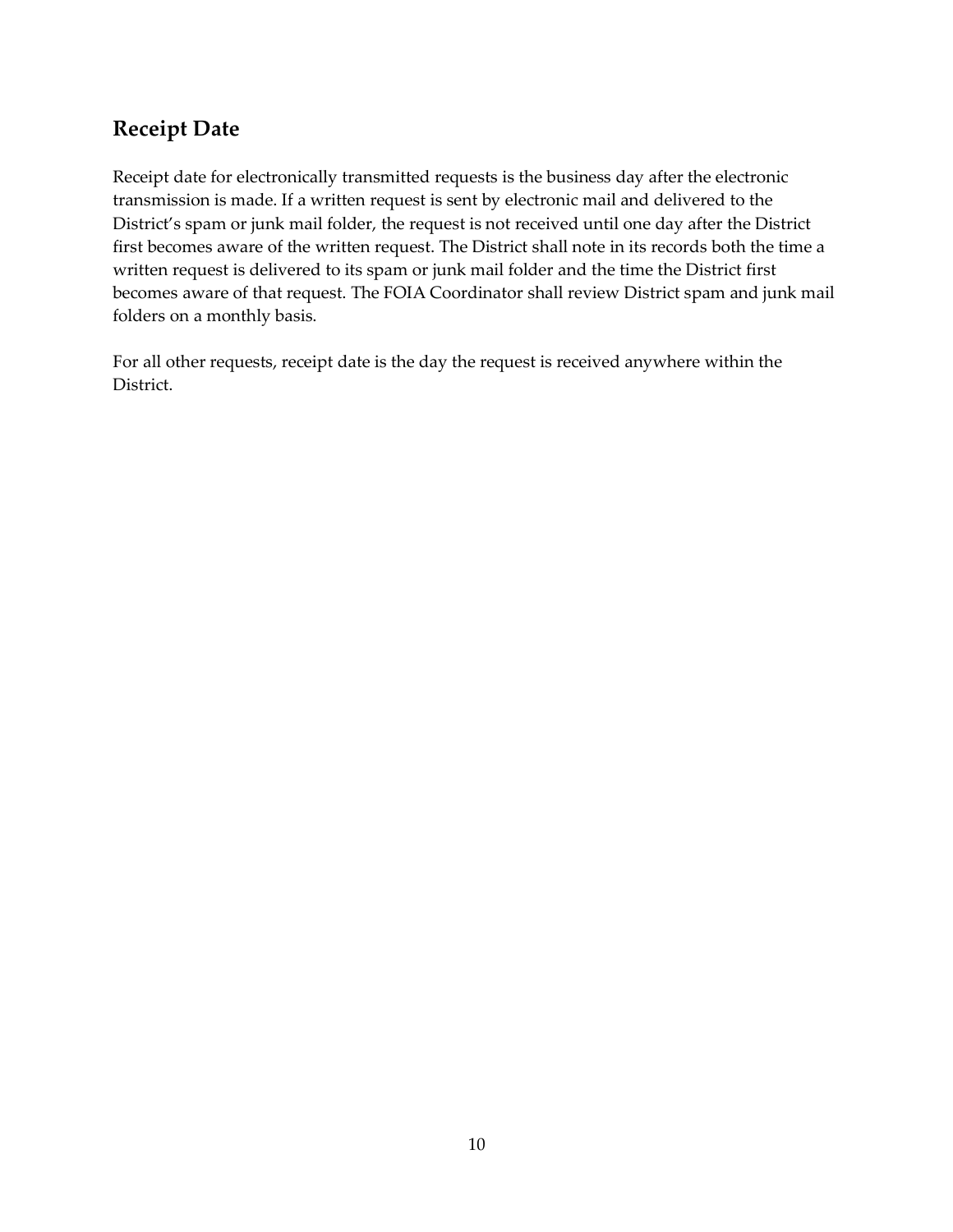## Receipt Date

Receipt date for electronically transmitted requests is the business day after the electronic transmission is made. If a written request is sent by electronic mail and delivered to the District's spam or junk mail folder, the request is not received until one day after the District first becomes aware of the written request. The District shall note in its records both the time a written request is delivered to its spam or junk mail folder and the time the District first becomes aware of that request. The FOIA Coordinator shall review District spam and junk mail folders on a monthly basis.

For all other requests, receipt date is the day the request is received anywhere within the District.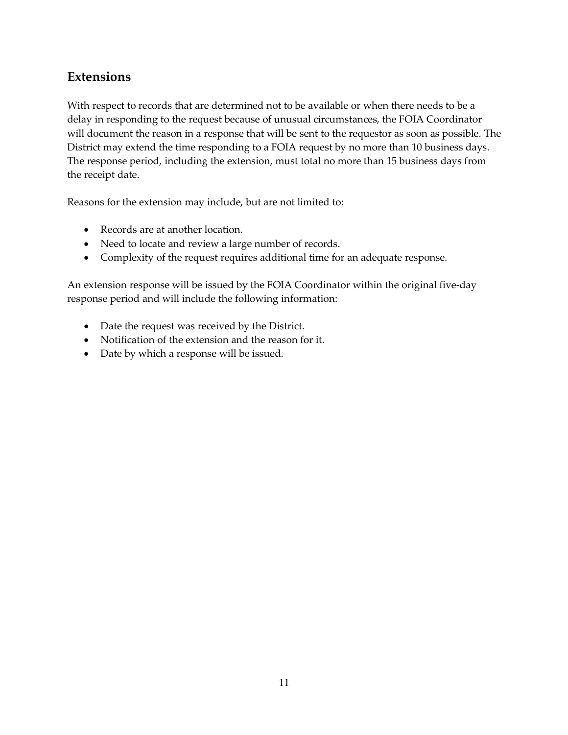## Extensions

With respect to records that are determined not to be available or when there needs to be a delay in responding to the request because of unusual circumstances, the FOIA Coordinator will document the reason in a response that will be sent to the requestor as soon as possible. The District may extend the time responding to a FOIA request by no more than 10 business days. The response period, including the extension, must total no more than 15 business days from the receipt date.

Reasons for the extension may include, but are not limited to:

- Records are at another location.
- Need to locate and review a large number of records.
- Complexity of the request requires additional time for an adequate response.

An extension response will be issued by the FOIA Coordinator within the original five-day response period and will include the following information:

- Date the request was received by the District.
- Notification of the extension and the reason for it.
- Date by which a response will be issued.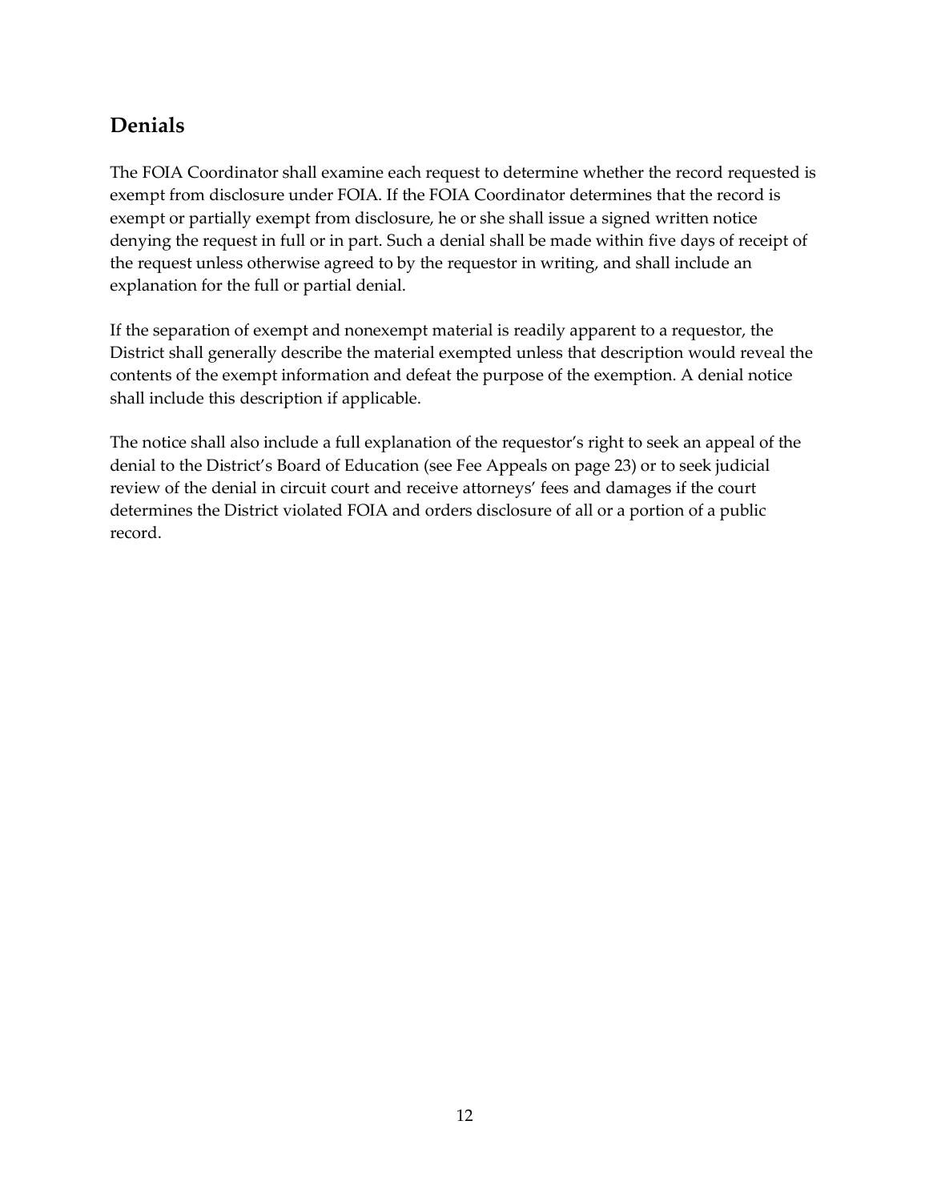## Denials

The FOIA Coordinator shall examine each request to determine whether the record requested is exempt from disclosure under FOIA. If the FOIA Coordinator determines that the record is exempt or partially exempt from disclosure, he or she shall issue a signed written notice denying the request in full or in part. Such a denial shall be made within five days of receipt of the request unless otherwise agreed to by the requestor in writing, and shall include an explanation for the full or partial denial.

If the separation of exempt and nonexempt material is readily apparent to a requestor, the District shall generally describe the material exempted unless that description would reveal the contents of the exempt information and defeat the purpose of the exemption. A denial notice shall include this description if applicable.

The notice shall also include a full explanation of the requestor's right to seek an appeal of the denial to the District's Board of Education (see Fee Appeals on page 23) or to seek judicial review of the denial in circuit court and receive attorneys' fees and damages if the court determines the District violated FOIA and orders disclosure of all or a portion of a public record.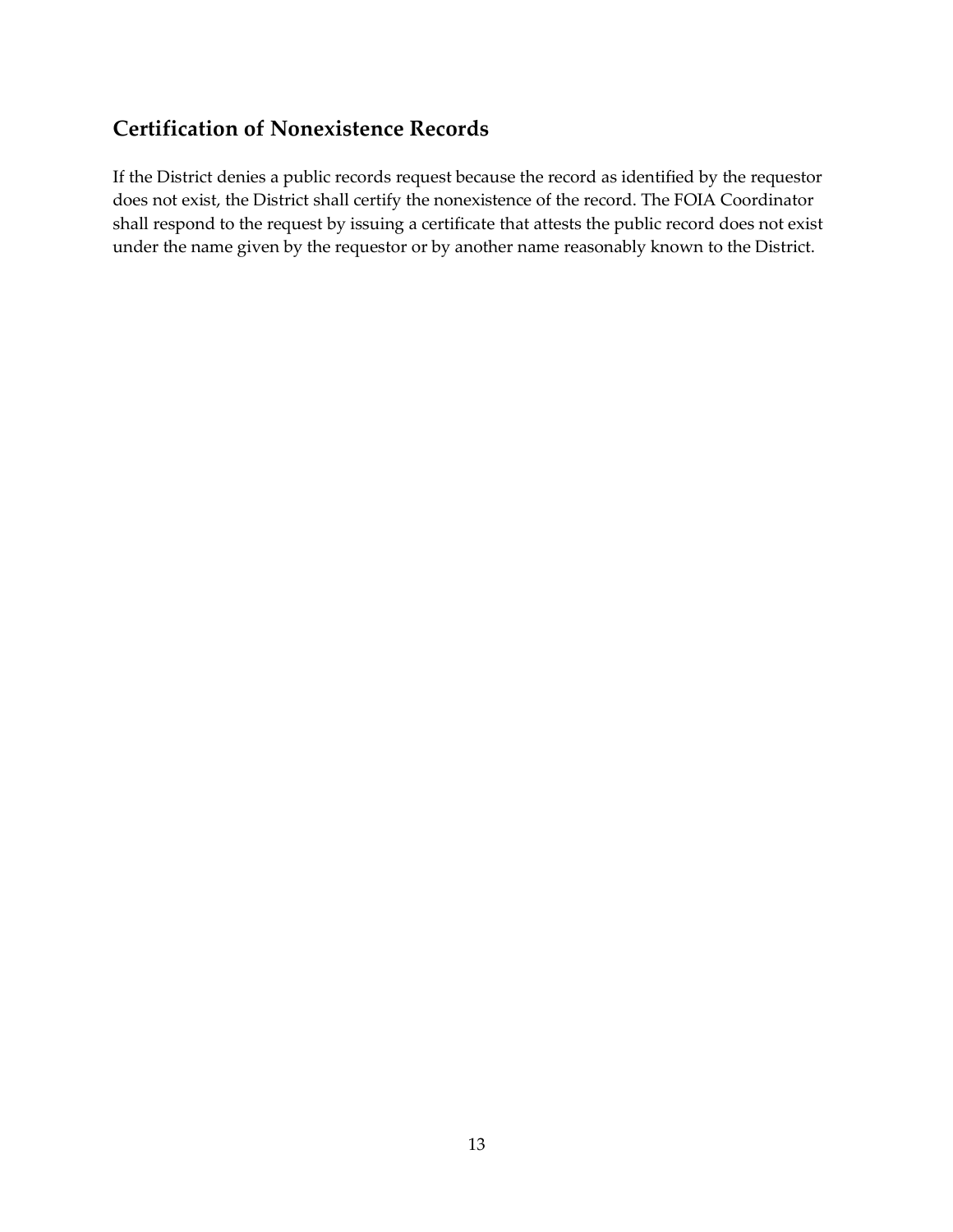## Certification of Nonexistence Records

If the District denies a public records request because the record as identified by the requestor does not exist, the District shall certify the nonexistence of the record. The FOIA Coordinator shall respond to the request by issuing a certificate that attests the public record does not exist under the name given by the requestor or by another name reasonably known to the District.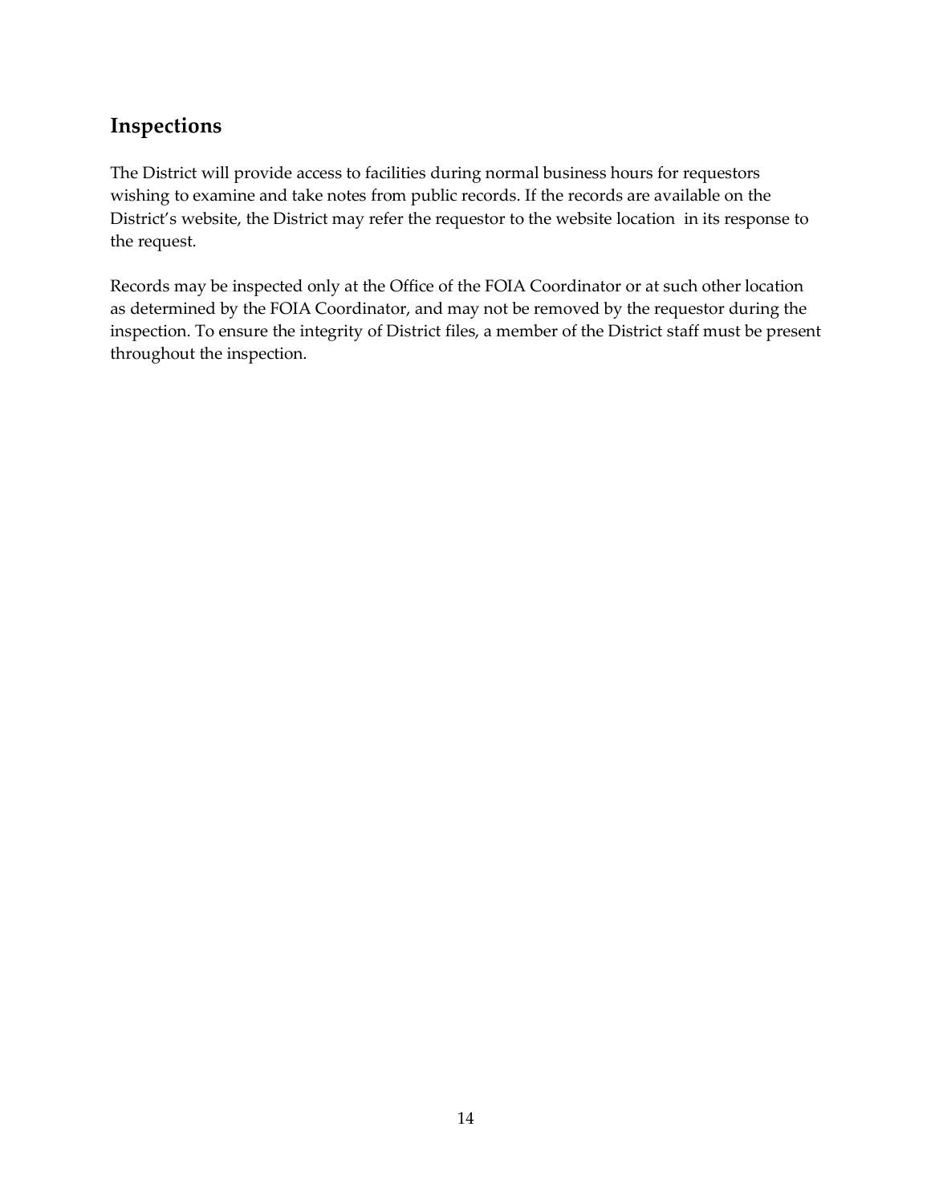## Inspections

The District will provide access to facilities during normal business hours for requestors wishing to examine and take notes from public records. If the records are available on the District's website, the District may refer the requestor to the website location in its response to the request.

Records may be inspected only at the Office of the FOIA Coordinator or at such other location as determined by the FOIA Coordinator, and may not be removed by the requestor during the inspection. To ensure the integrity of District files, a member of the District staff must be present throughout the inspection.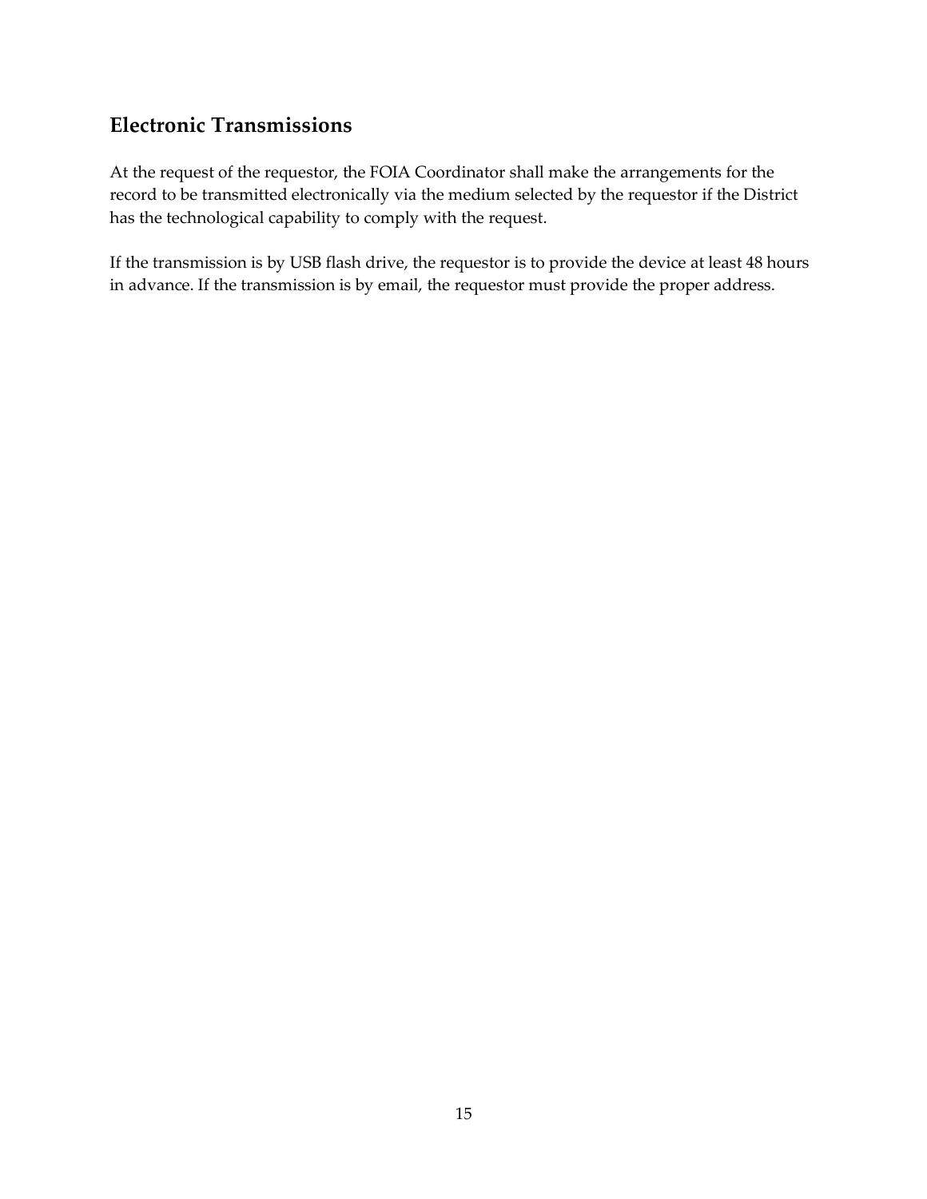## Electronic Transmissions

At the request of the requestor, the FOIA Coordinator shall make the arrangements for the record to be transmitted electronically via the medium selected by the requestor if the District has the technological capability to comply with the request.

If the transmission is by USB flash drive, the requestor is to provide the device at least 48 hours in advance. If the transmission is by email, the requestor must provide the proper address.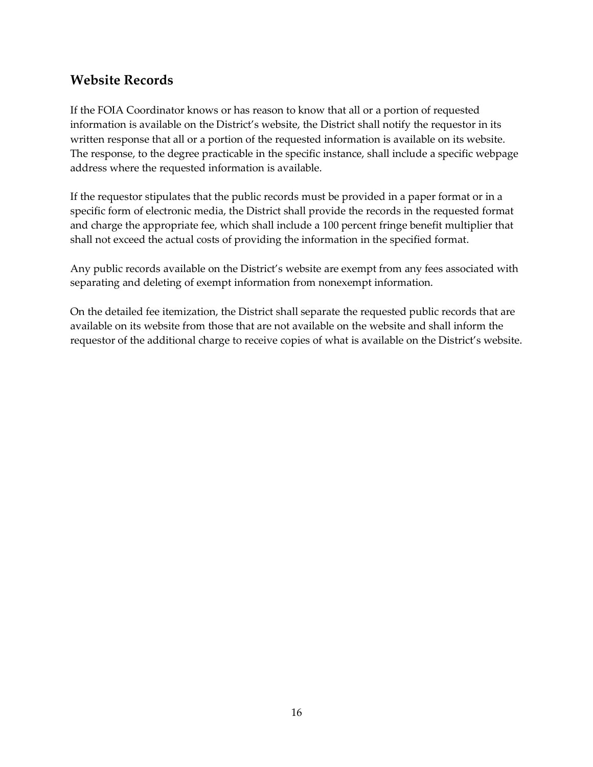## Website Records

If the FOIA Coordinator knows or has reason to know that all or a portion of requested information is available on the District's website, the District shall notify the requestor in its written response that all or a portion of the requested information is available on its website. The response, to the degree practicable in the specific instance, shall include a specific webpage address where the requested information is available.

If the requestor stipulates that the public records must be provided in a paper format or in a specific form of electronic media, the District shall provide the records in the requested format and charge the appropriate fee, which shall include a 100 percent fringe benefit multiplier that shall not exceed the actual costs of providing the information in the specified format.

Any public records available on the District's website are exempt from any fees associated with separating and deleting of exempt information from nonexempt information.

On the detailed fee itemization, the District shall separate the requested public records that are available on its website from those that are not available on the website and shall inform the requestor of the additional charge to receive copies of what is available on the District's website.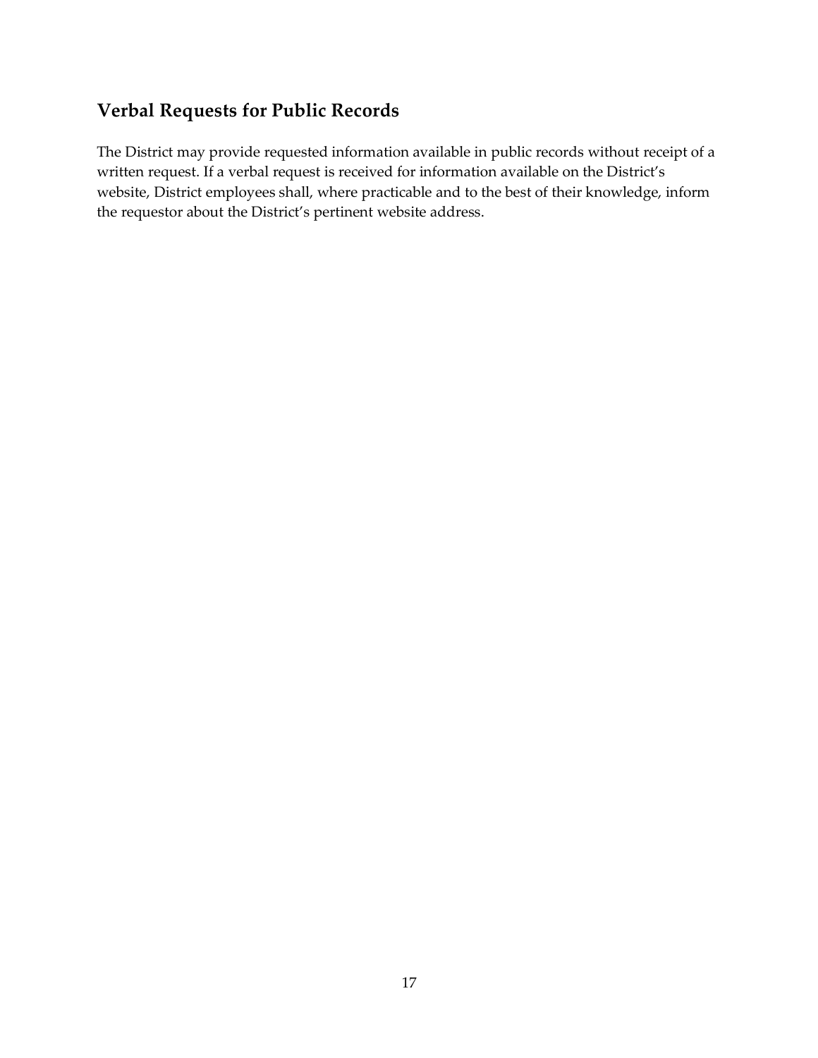## Verbal Requests for Public Records

The District may provide requested information available in public records without receipt of a written request. If a verbal request is received for information available on the District's website, District employees shall, where practicable and to the best of their knowledge, inform the requestor about the District's pertinent website address.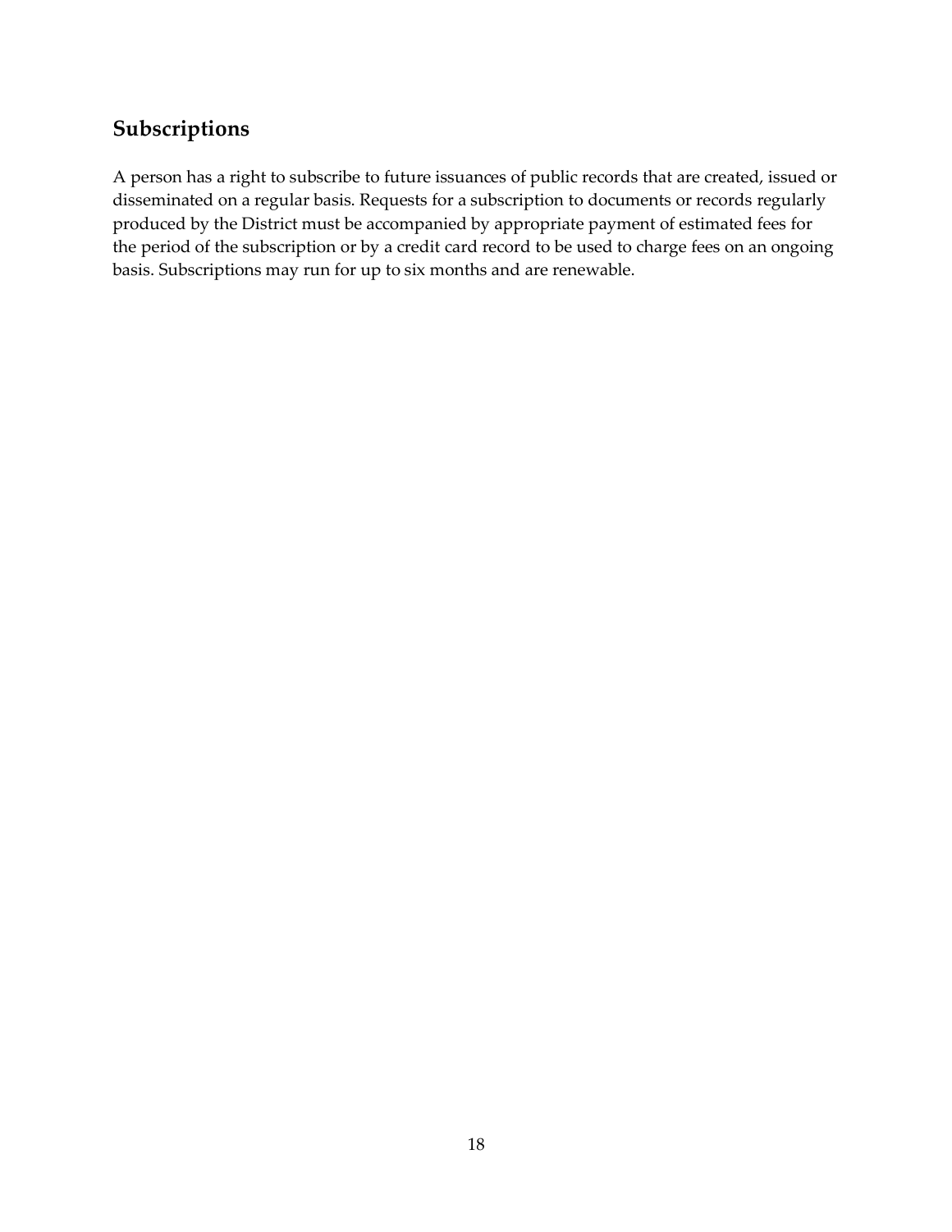## Subscriptions

A person has a right to subscribe to future issuances of public records that are created, issued or disseminated on a regular basis. Requests for a subscription to documents or records regularly produced by the District must be accompanied by appropriate payment of estimated fees for the period of the subscription or by a credit card record to be used to charge fees on an ongoing basis. Subscriptions may run for up to six months and are renewable.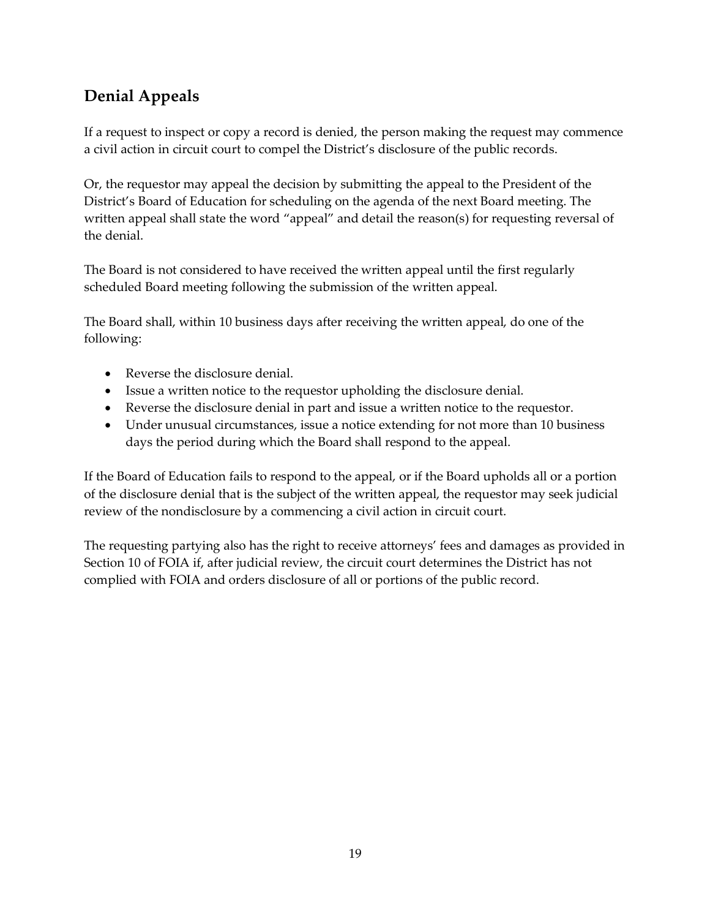## Denial Appeals

If a request to inspect or copy a record is denied, the person making the request may commence a civil action in circuit court to compel the District's disclosure of the public records.

Or, the requestor may appeal the decision by submitting the appeal to the President of the District's Board of Education for scheduling on the agenda of the next Board meeting. The written appeal shall state the word "appeal" and detail the reason(s) for requesting reversal of the denial.

The Board is not considered to have received the written appeal until the first regularly scheduled Board meeting following the submission of the written appeal.

The Board shall, within 10 business days after receiving the written appeal, do one of the following:

- Reverse the disclosure denial.
- Issue a written notice to the requestor upholding the disclosure denial.
- Reverse the disclosure denial in part and issue a written notice to the requestor.
- Under unusual circumstances, issue a notice extending for not more than 10 business days the period during which the Board shall respond to the appeal.

If the Board of Education fails to respond to the appeal, or if the Board upholds all or a portion of the disclosure denial that is the subject of the written appeal, the requestor may seek judicial review of the nondisclosure by a commencing a civil action in circuit court.

The requesting partying also has the right to receive attorneys' fees and damages as provided in Section 10 of FOIA if, after judicial review, the circuit court determines the District has not complied with FOIA and orders disclosure of all or portions of the public record.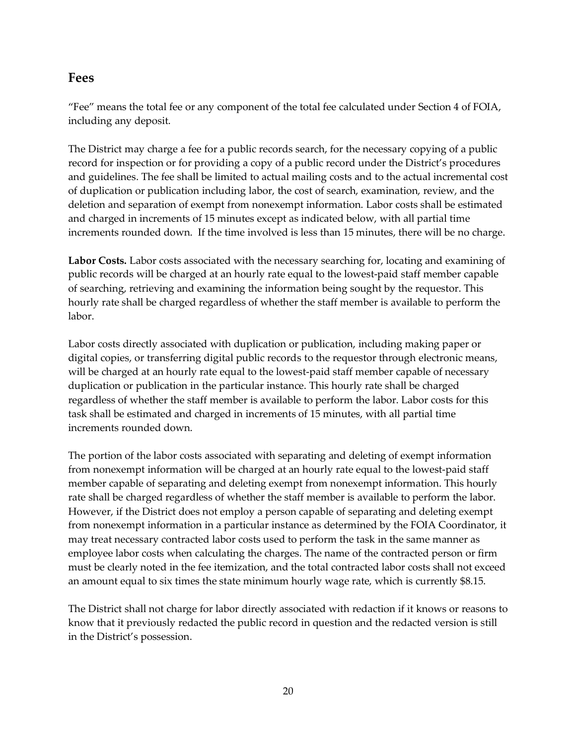## Fees

"Fee" means the total fee or any component of the total fee calculated under Section 4 of FOIA, including any deposit.

The District may charge a fee for a public records search, for the necessary copying of a public record for inspection or for providing a copy of a public record under the District's procedures and guidelines. The fee shall be limited to actual mailing costs and to the actual incremental cost of duplication or publication including labor, the cost of search, examination, review, and the deletion and separation of exempt from nonexempt information. Labor costs shall be estimated and charged in increments of 15 minutes except as indicated below, with all partial time increments rounded down. If the time involved is less than 15 minutes, there will be no charge.

**Labor Costs.** Labor costs associated with the necessary searching for, locating and examining of public records will be charged at an hourly rate equal to the lowest-paid staff member capable of searching, retrieving and examining the information being sought by the requestor. This hourly rate shall be charged regardless of whether the staff member is available to perform the labor.

Labor costs directly associated with duplication or publication, including making paper or digital copies, or transferring digital public records to the requestor through electronic means, will be charged at an hourly rate equal to the lowest-paid staff member capable of necessary duplication or publication in the particular instance. This hourly rate shall be charged regardless of whether the staff member is available to perform the labor. Labor costs for this task shall be estimated and charged in increments of 15 minutes, with all partial time increments rounded down.

The portion of the labor costs associated with separating and deleting of exempt information from nonexempt information will be charged at an hourly rate equal to the lowest-paid staff member capable of separating and deleting exempt from nonexempt information. This hourly rate shall be charged regardless of whether the staff member is available to perform the labor. However, if the District does not employ a person capable of separating and deleting exempt from nonexempt information in a particular instance as determined by the FOIA Coordinator, it may treat necessary contracted labor costs used to perform the task in the same manner as employee labor costs when calculating the charges. The name of the contracted person or firm must be clearly noted in the fee itemization, and the total contracted labor costs shall not exceed an amount equal to six times the state minimum hourly wage rate, which is currently $8.15.

The District shall not charge for labor directly associated with redaction if it knows or reasons to know that it previously redacted the public record in question and the redacted version is still in the District's possession.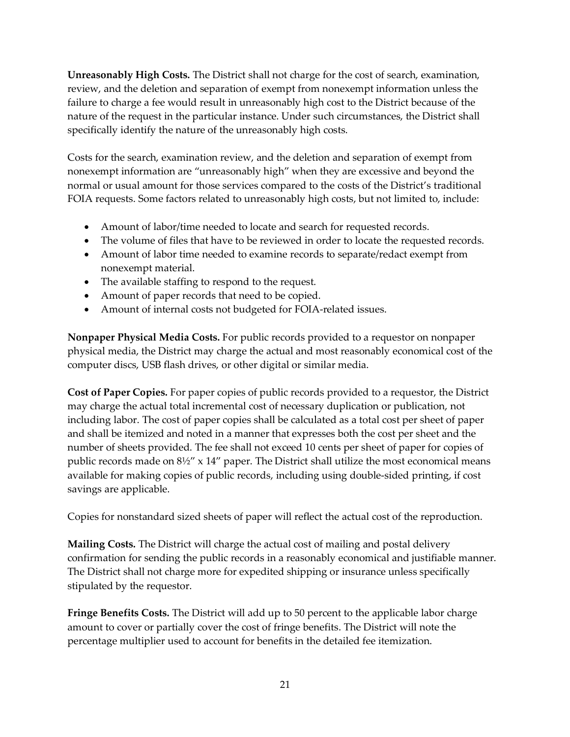**Unreasonably High Costs.** The District shall not charge for the cost of search, examination, review, and the deletion and separation of exempt from nonexempt information unless the failure to charge a fee would result in unreasonably high cost to the District because of the nature of the request in the particular instance. Under such circumstances, the District shall specifically identify the nature of the unreasonably high costs.

Costs for the search, examination review, and the deletion and separation of exempt from nonexempt information are "unreasonably high" when they are excessive and beyond the normal or usual amount for those services compared to the costs of the District's traditional FOIA requests. Some factors related to unreasonably high costs, but not limited to, include:

- Amount of labor/time needed to locate and search for requested records.
- The volume of files that have to be reviewed in order to locate the requested records.
- Amount of labor time needed to examine records to separate/redact exempt from nonexempt material.
- The available staffing to respond to the request.
- Amount of paper records that need to be copied.
- Amount of internal costs not budgeted for FOIA-related issues.

**Nonpaper Physical Media Costs.** For public records provided to a requestor on nonpaper physical media, the District may charge the actual and most reasonably economical cost of the computer discs, USB flash drives, or other digital or similar media.

**Cost of Paper Copies.** For paper copies of public records provided to a requestor, the District may charge the actual total incremental cost of necessary duplication or publication, not including labor. The cost of paper copies shall be calculated as a total cost per sheet of paper and shall be itemized and noted in a manner that expresses both the cost per sheet and the number of sheets provided. The fee shall not exceed 10 cents per sheet of paper for copies of public records made on 8½" x 14" paper. The District shall utilize the most economical means available for making copies of public records, including using double-sided printing, if cost savings are applicable.

Copies for nonstandard sized sheets of paper will reflect the actual cost of the reproduction.

**Mailing Costs.** The District will charge the actual cost of mailing and postal delivery confirmation for sending the public records in a reasonably economical and justifiable manner. The District shall not charge more for expedited shipping or insurance unless specifically stipulated by the requestor.

**Fringe Benefits Costs.** The District will add up to 50 percent to the applicable labor charge amount to cover or partially cover the cost of fringe benefits. The District will note the percentage multiplier used to account for benefits in the detailed fee itemization.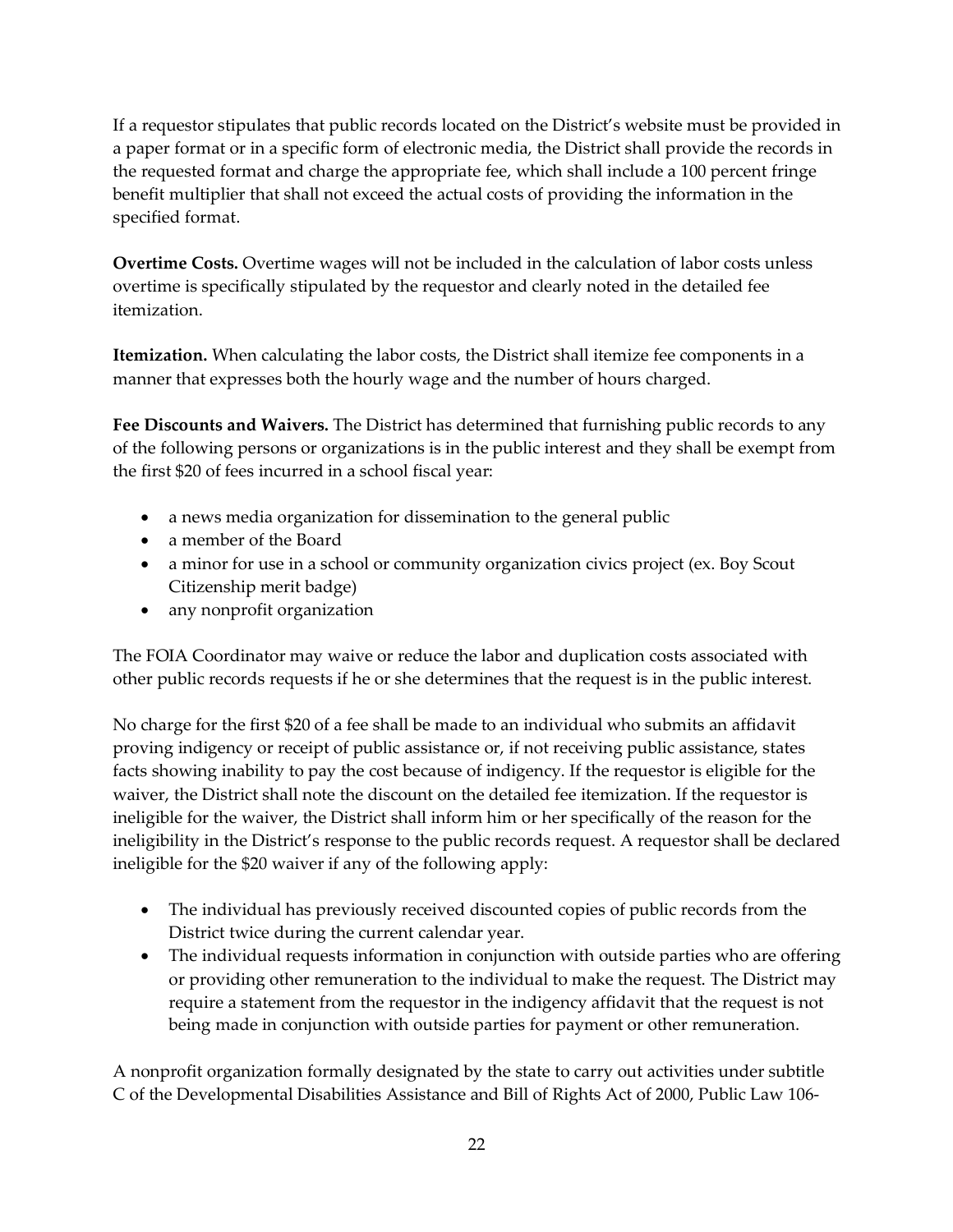If a requestor stipulates that public records located on the District's website must be provided in a paper format or in a specific form of electronic media, the District shall provide the records in the requested format and charge the appropriate fee, which shall include a 100 percent fringe benefit multiplier that shall not exceed the actual costs of providing the information in the specified format.

**Overtime Costs.** Overtime wages will not be included in the calculation of labor costs unless overtime is specifically stipulated by the requestor and clearly noted in the detailed fee itemization.

**Itemization.** When calculating the labor costs, the District shall itemize fee components in a manner that expresses both the hourly wage and the number of hours charged.

**Fee Discounts and Waivers.** The District has determined that furnishing public records to any of the following persons or organizations is in the public interest and they shall be exempt from the first $20 of fees incurred in a school fiscal year:

- a news media organization for dissemination to the general public
- a member of the Board
- a minor for use in a school or community organization civics project (ex. Boy Scout Citizenship merit badge)
- any nonprofit organization

The FOIA Coordinator may waive or reduce the labor and duplication costs associated with other public records requests if he or she determines that the request is in the public interest.

No charge for the first $20 of a fee shall be made to an individual who submits an affidavit proving indigency or receipt of public assistance or, if not receiving public assistance, states facts showing inability to pay the cost because of indigency. If the requestor is eligible for the waiver, the District shall note the discount on the detailed fee itemization. If the requestor is ineligible for the waiver, the District shall inform him or her specifically of the reason for the ineligibility in the District's response to the public records request. A requestor shall be declared ineligible for the $20 waiver if any of the following apply:

- The individual has previously received discounted copies of public records from the District twice during the current calendar year.
- The individual requests information in conjunction with outside parties who are offering or providing other remuneration to the individual to make the request. The District may require a statement from the requestor in the indigency affidavit that the request is not being made in conjunction with outside parties for payment or other remuneration.

A nonprofit organization formally designated by the state to carry out activities under subtitle C of the Developmental Disabilities Assistance and Bill of Rights Act of 2000, Public Law 106-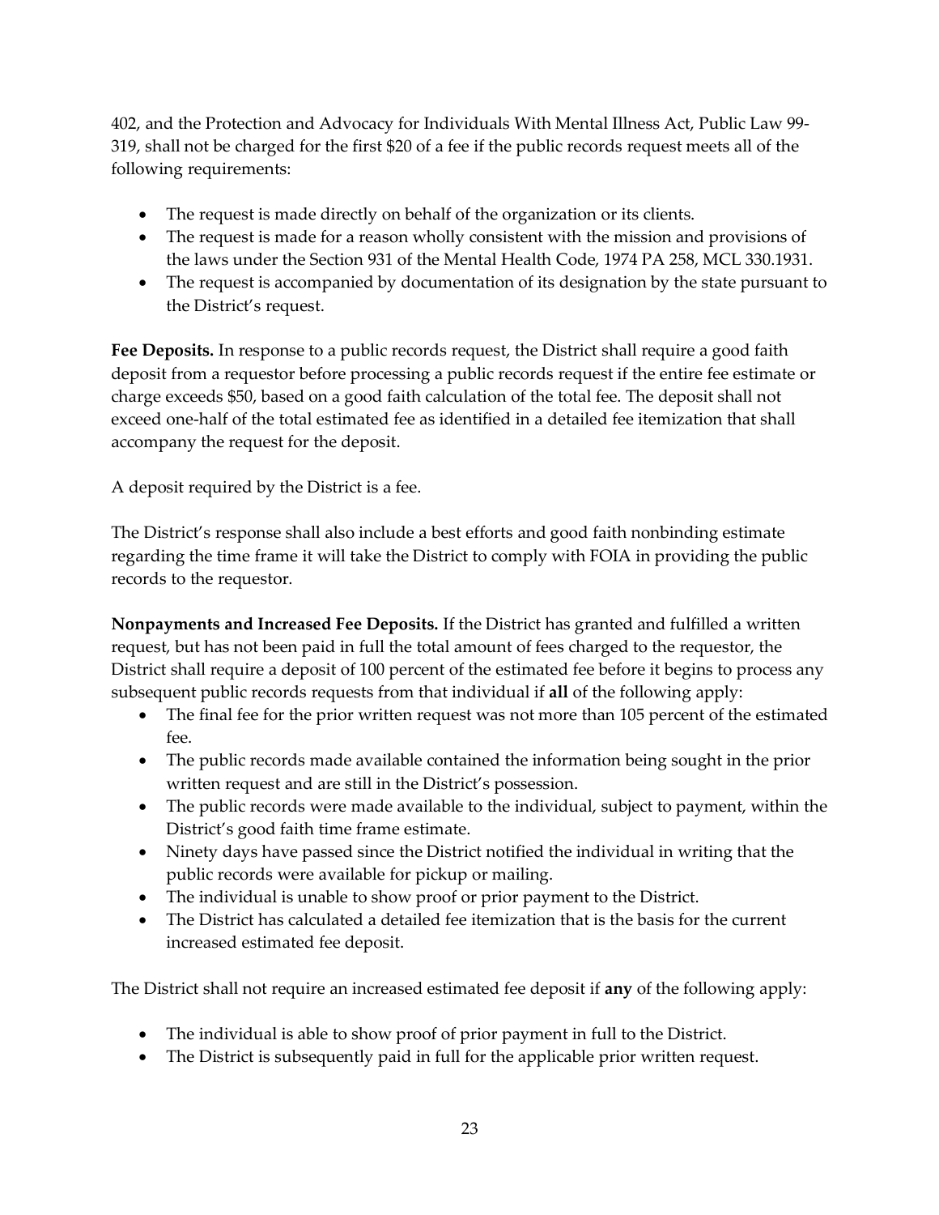402, and the Protection and Advocacy for Individuals With Mental Illness Act, Public Law 99-319, shall not be charged for the first $20 of a fee if the public records request meets all of the following requirements:

- The request is made directly on behalf of the organization or its clients.
- The request is made for a reason wholly consistent with the mission and provisions of the laws under the Section 931 of the Mental Health Code, 1974 PA 258, MCL 330.1931.
- The request is accompanied by documentation of its designation by the state pursuant to the District's request.

**Fee Deposits.** In response to a public records request, the District shall require a good faith deposit from a requestor before processing a public records request if the entire fee estimate or charge exceeds $50, based on a good faith calculation of the total fee. The deposit shall not exceed one-half of the total estimated fee as identified in a detailed fee itemization that shall accompany the request for the deposit.

A deposit required by the District is a fee.

The District's response shall also include a best efforts and good faith nonbinding estimate regarding the time frame it will take the District to comply with FOIA in providing the public records to the requestor.

**Nonpayments and Increased Fee Deposits.** If the District has granted and fulfilled a written request, but has not been paid in full the total amount of fees charged to the requestor, the District shall require a deposit of 100 percent of the estimated fee before it begins to process any subsequent public records requests from that individual if **all** of the following apply:

- The final fee for the prior written request was not more than 105 percent of the estimated fee.
- The public records made available contained the information being sought in the prior written request and are still in the District's possession.
- The public records were made available to the individual, subject to payment, within the District's good faith time frame estimate.
- Ninety days have passed since the District notified the individual in writing that the public records were available for pickup or mailing.
- The individual is unable to show proof or prior payment to the District.
- The District has calculated a detailed fee itemization that is the basis for the current increased estimated fee deposit.

The District shall not require an increased estimated fee deposit if **any** of the following apply:

- The individual is able to show proof of prior payment in full to the District.
- The District is subsequently paid in full for the applicable prior written request.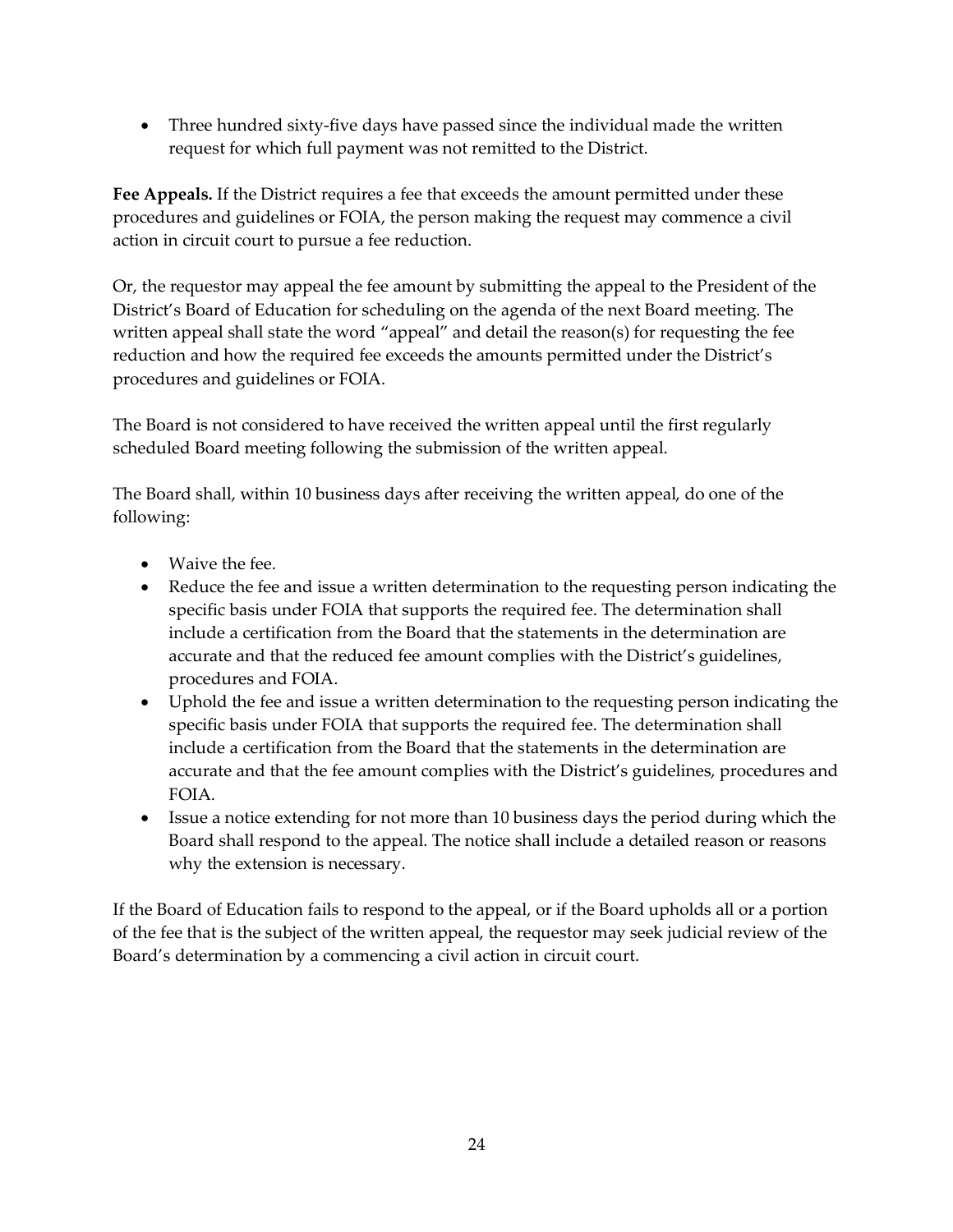- Three hundred sixty-five days have passed since the individual made the written request for which full payment was not remitted to the District.

**Fee Appeals.** If the District requires a fee that exceeds the amount permitted under these procedures and guidelines or FOIA, the person making the request may commence a civil action in circuit court to pursue a fee reduction.

Or, the requestor may appeal the fee amount by submitting the appeal to the President of the District's Board of Education for scheduling on the agenda of the next Board meeting. The written appeal shall state the word "appeal" and detail the reason(s) for requesting the fee reduction and how the required fee exceeds the amounts permitted under the District's procedures and guidelines or FOIA.

The Board is not considered to have received the written appeal until the first regularly scheduled Board meeting following the submission of the written appeal.

The Board shall, within 10 business days after receiving the written appeal, do one of the following:

- Waive the fee.
- Reduce the fee and issue a written determination to the requesting person indicating the specific basis under FOIA that supports the required fee. The determination shall include a certification from the Board that the statements in the determination are accurate and that the reduced fee amount complies with the District's guidelines, procedures and FOIA.
- Uphold the fee and issue a written determination to the requesting person indicating the specific basis under FOIA that supports the required fee. The determination shall include a certification from the Board that the statements in the determination are accurate and that the fee amount complies with the District's guidelines, procedures and FOIA.
- Issue a notice extending for not more than 10 business days the period during which the Board shall respond to the appeal. The notice shall include a detailed reason or reasons why the extension is necessary.

If the Board of Education fails to respond to the appeal, or if the Board upholds all or a portion of the fee that is the subject of the written appeal, the requestor may seek judicial review of the Board's determination by a commencing a civil action in circuit court.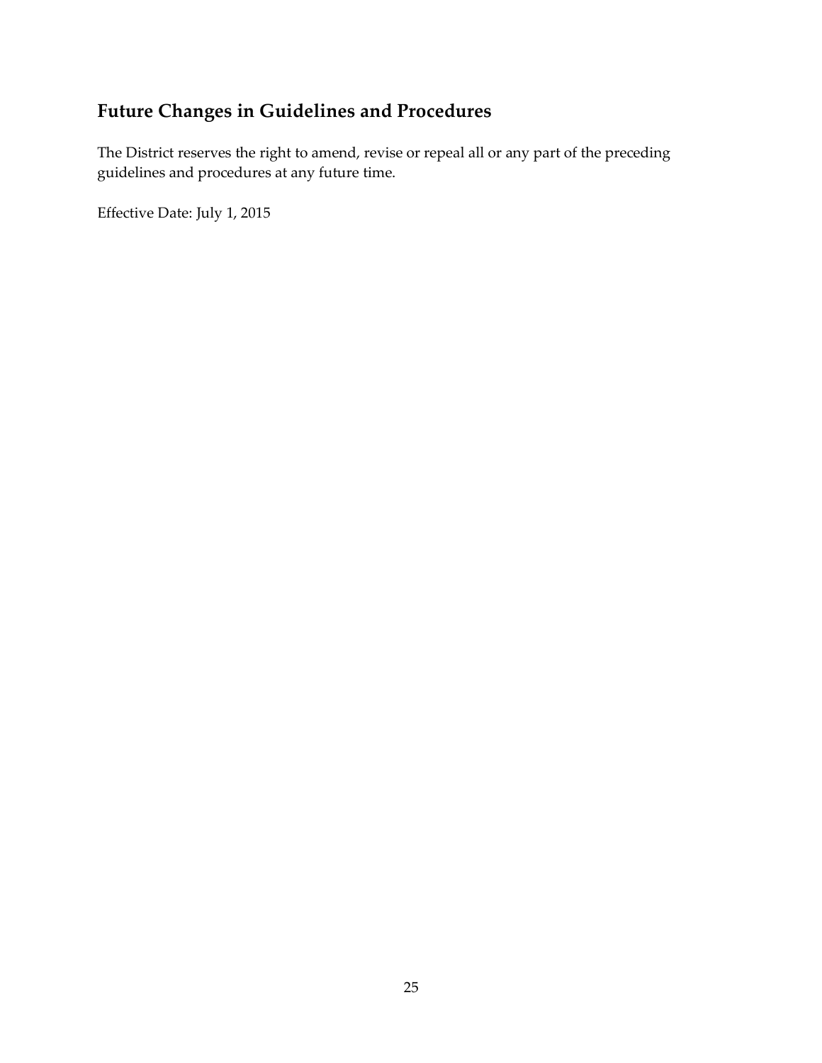## Future Changes in Guidelines and Procedures

The District reserves the right to amend, revise or repeal all or any part of the preceding guidelines and procedures at any future time.

Effective Date: July 1, 2015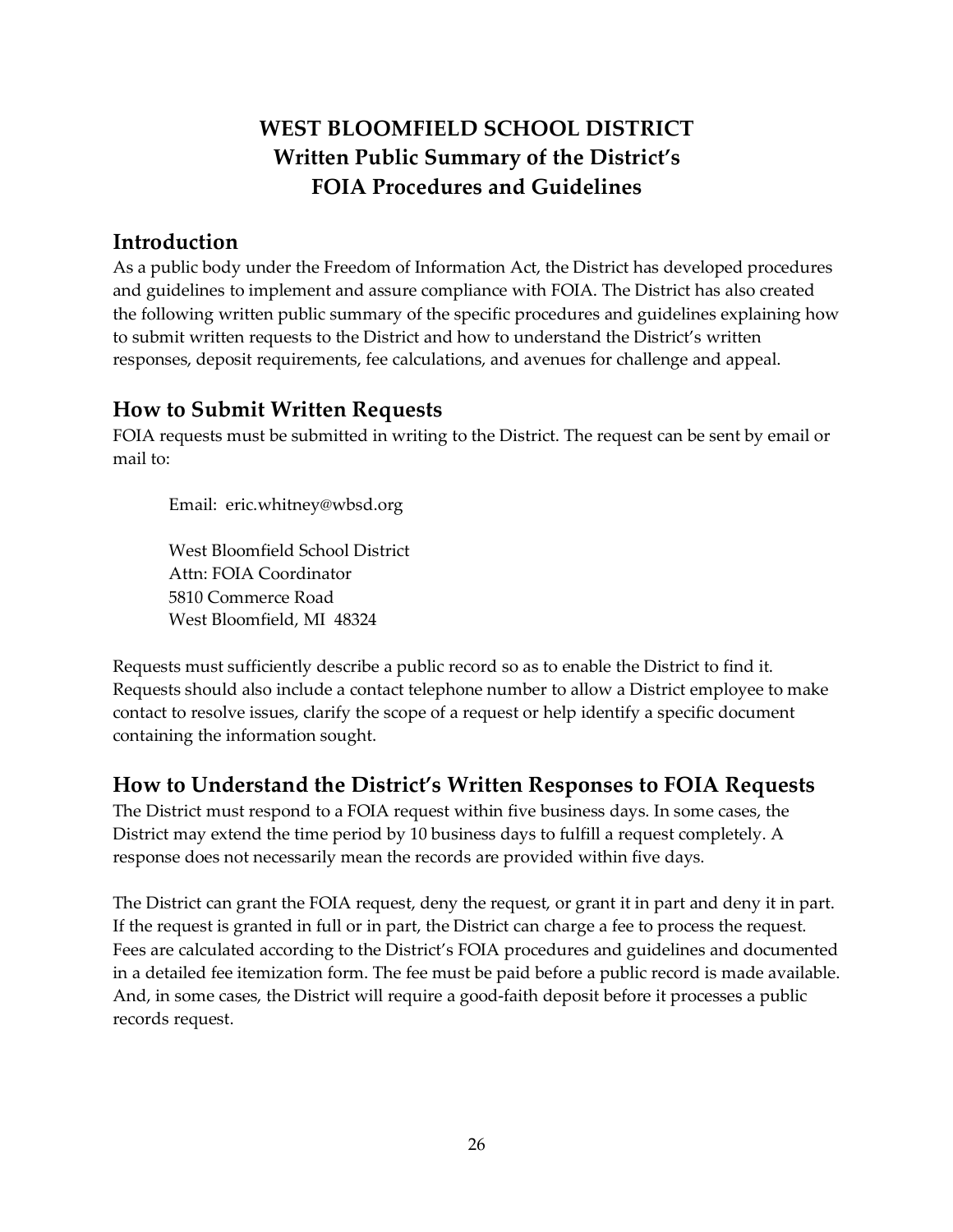# WEST BLOOMFIELD SCHOOL DISTRICT
# Written Public Summary of the District's FOIA Procedures and Guidelines

## Introduction

As a public body under the Freedom of Information Act, the District has developed procedures and guidelines to implement and assure compliance with FOIA. The District has also created the following written public summary of the specific procedures and guidelines explaining how to submit written requests to the District and how to understand the District's written responses, deposit requirements, fee calculations, and avenues for challenge and appeal.

## How to Submit Written Requests

FOIA requests must be submitted in writing to the District. The request can be sent by email or mail to:

Email: eric.whitney@wbsd.org

West Bloomfield School District
Attn: FOIA Coordinator
5810 Commerce Road
West Bloomfield, MI 48324

Requests must sufficiently describe a public record so as to enable the District to find it. Requests should also include a contact telephone number to allow a District employee to make contact to resolve issues, clarify the scope of a request or help identify a specific document containing the information sought.

## How to Understand the District's Written Responses to FOIA Requests

The District must respond to a FOIA request within five business days. In some cases, the District may extend the time period by 10 business days to fulfill a request completely. A response does not necessarily mean the records are provided within five days.

The District can grant the FOIA request, deny the request, or grant it in part and deny it in part. If the request is granted in full or in part, the District can charge a fee to process the request. Fees are calculated according to the District's FOIA procedures and guidelines and documented in a detailed fee itemization form. The fee must be paid before a public record is made available. And, in some cases, the District will require a good-faith deposit before it processes a public records request.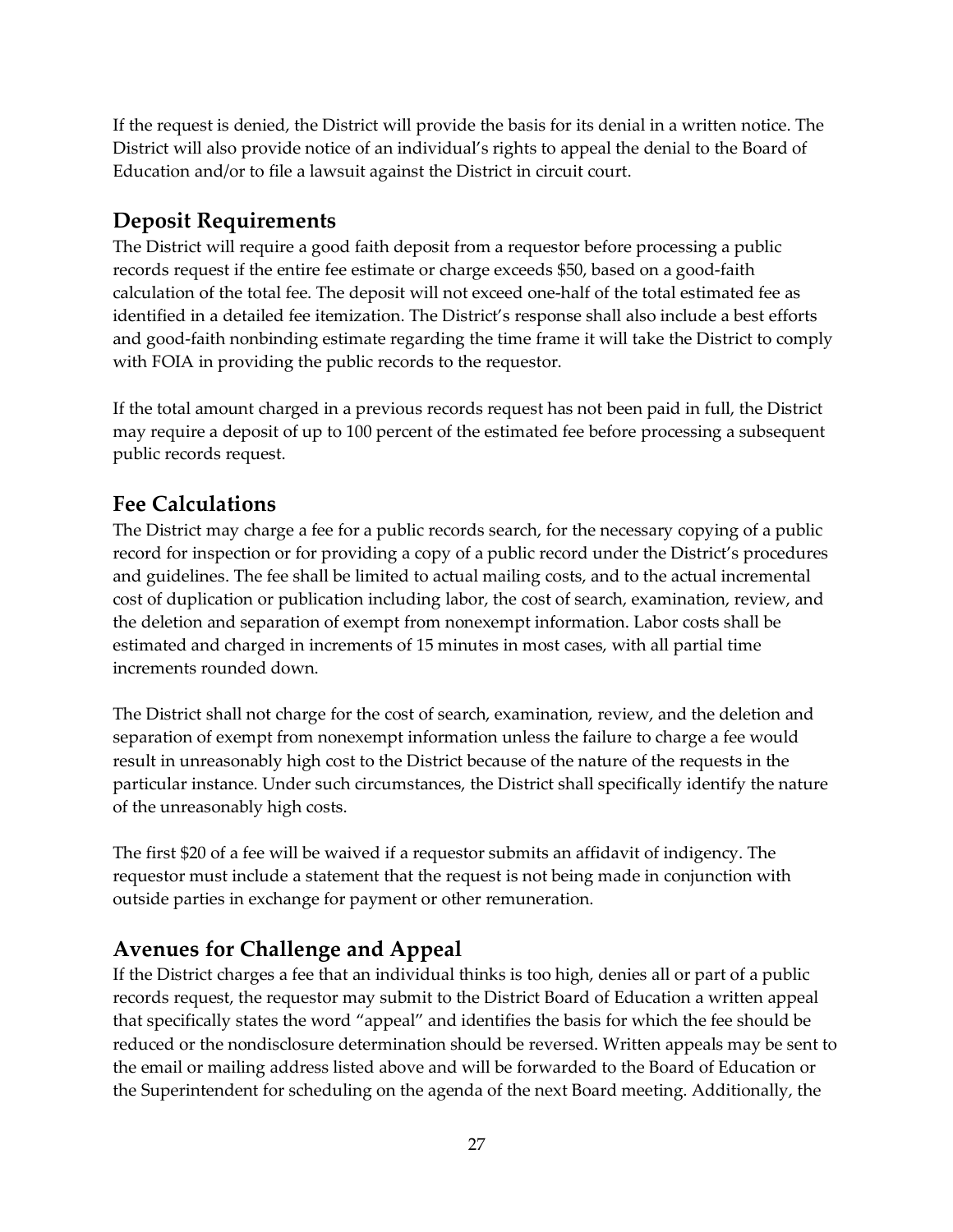If the request is denied, the District will provide the basis for its denial in a written notice. The District will also provide notice of an individual's rights to appeal the denial to the Board of Education and/or to file a lawsuit against the District in circuit court.

## Deposit Requirements

The District will require a good faith deposit from a requestor before processing a public records request if the entire fee estimate or charge exceeds $50, based on a good-faith calculation of the total fee. The deposit will not exceed one-half of the total estimated fee as identified in a detailed fee itemization. The District's response shall also include a best efforts and good-faith nonbinding estimate regarding the time frame it will take the District to comply with FOIA in providing the public records to the requestor.

If the total amount charged in a previous records request has not been paid in full, the District may require a deposit of up to 100 percent of the estimated fee before processing a subsequent public records request.

## Fee Calculations

The District may charge a fee for a public records search, for the necessary copying of a public record for inspection or for providing a copy of a public record under the District's procedures and guidelines. The fee shall be limited to actual mailing costs, and to the actual incremental cost of duplication or publication including labor, the cost of search, examination, review, and the deletion and separation of exempt from nonexempt information. Labor costs shall be estimated and charged in increments of 15 minutes in most cases, with all partial time increments rounded down.

The District shall not charge for the cost of search, examination, review, and the deletion and separation of exempt from nonexempt information unless the failure to charge a fee would result in unreasonably high cost to the District because of the nature of the requests in the particular instance. Under such circumstances, the District shall specifically identify the nature of the unreasonably high costs.

The first $20 of a fee will be waived if a requestor submits an affidavit of indigency. The requestor must include a statement that the request is not being made in conjunction with outside parties in exchange for payment or other remuneration.

## Avenues for Challenge and Appeal

If the District charges a fee that an individual thinks is too high, denies all or part of a public records request, the requestor may submit to the District Board of Education a written appeal that specifically states the word "appeal" and identifies the basis for which the fee should be reduced or the nondisclosure determination should be reversed. Written appeals may be sent to the email or mailing address listed above and will be forwarded to the Board of Education or the Superintendent for scheduling on the agenda of the next Board meeting. Additionally, the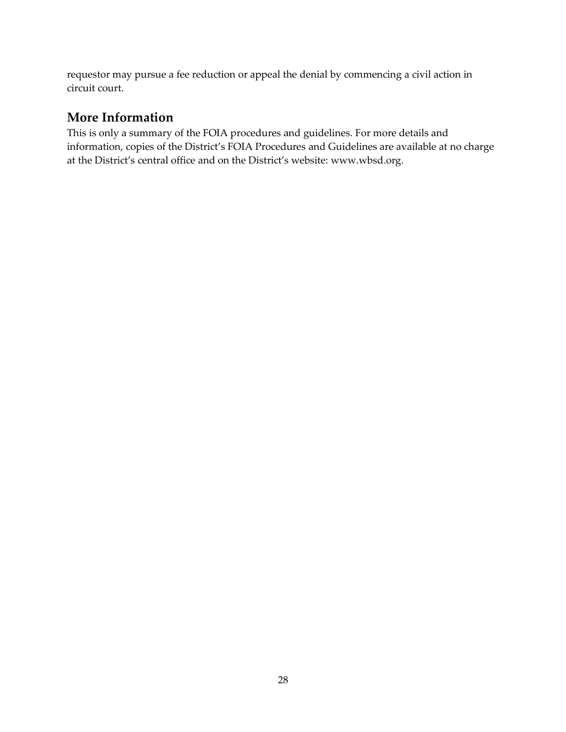requestor may pursue a fee reduction or appeal the denial by commencing a civil action in circuit court.

## More Information

This is only a summary of the FOIA procedures and guidelines. For more details and information, copies of the District's FOIA Procedures and Guidelines are available at no charge at the District's central office and on the District's website: www.wbsd.org.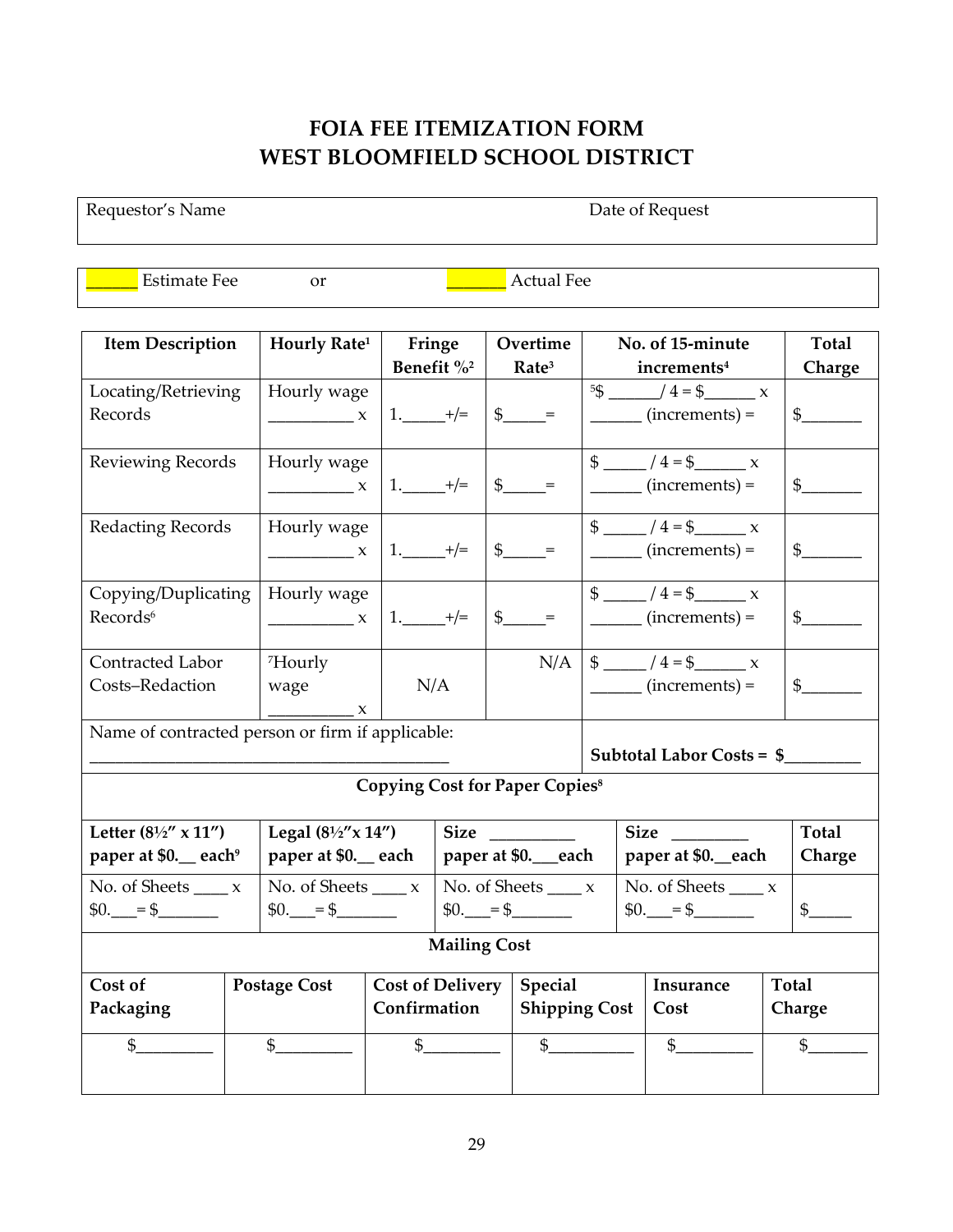# FOIA FEE ITEMIZATION FORM
# WEST BLOOMFIELD SCHOOL DISTRICT

| Requestor's Name | Date of Request |
|---|---|
| | |

______ Estimate Fee or _______ Actual Fee

| Item Description | Hourly Rate[1] | Fringe Benefit %[2] | Overtime Rate[3] | No. of 15-minute increments[4] | Total Charge |
|---|---|---|---|---|---|
| Locating/Retrieving Records | Hourly wage __________ x | 1._____+/= | $_____= | [5]$ ______/ 4 = $______ x ______ (increments) = | $_______ |
| Reviewing Records | Hourly wage __________ x | 1._____+/= | $_____= | $ _____ / 4 = $______ x ______ (increments) = | $_______ |
| Redacting Records | Hourly wage __________ x | 1._____+/= | $_____= | $ _____ / 4 = $______ x ______ (increments) = | $_______ |
| Copying/Duplicating Records[6] | Hourly wage __________ x | 1._____+/= | $_____= | $ _____ / 4 = $______ x ______ (increments) = | $_______ |
| Contracted Labor Costs–Redaction | [7]Hourly wage __________ x | N/A | N/A | $ _____ / 4 = $______ x ______ (increments) = | $_______ |
| Name of contracted person or firm if applicable: __________________________________________ | | | | **Subtotal Labor Costs = $_________** | |

**Copying Cost for Paper Copies[8]**

| Letter (8½" x 11") paper at $0.__ each[9] | Legal (8½"x 14") paper at $0.__ each | Size _________ paper at $0.___each | Size _________ paper at $0.__each | Total Charge |
|---|---|---|---|---|
| No. of Sheets ____ x $0.___= $_______ | No. of Sheets ____ x $0.___= $_______ | No. of Sheets ____ x $0.___= $_______ | No. of Sheets ____ x $0.___= $_______ | $_____ |

**Mailing Cost**

| Cost of Packaging | Postage Cost | Cost of Delivery Confirmation | Special Shipping Cost | Insurance Cost | Total Charge |
|---|---|---|---|---|---|
| $_________ | $_________ | $_________ | $__________ | $_________ | $_______ |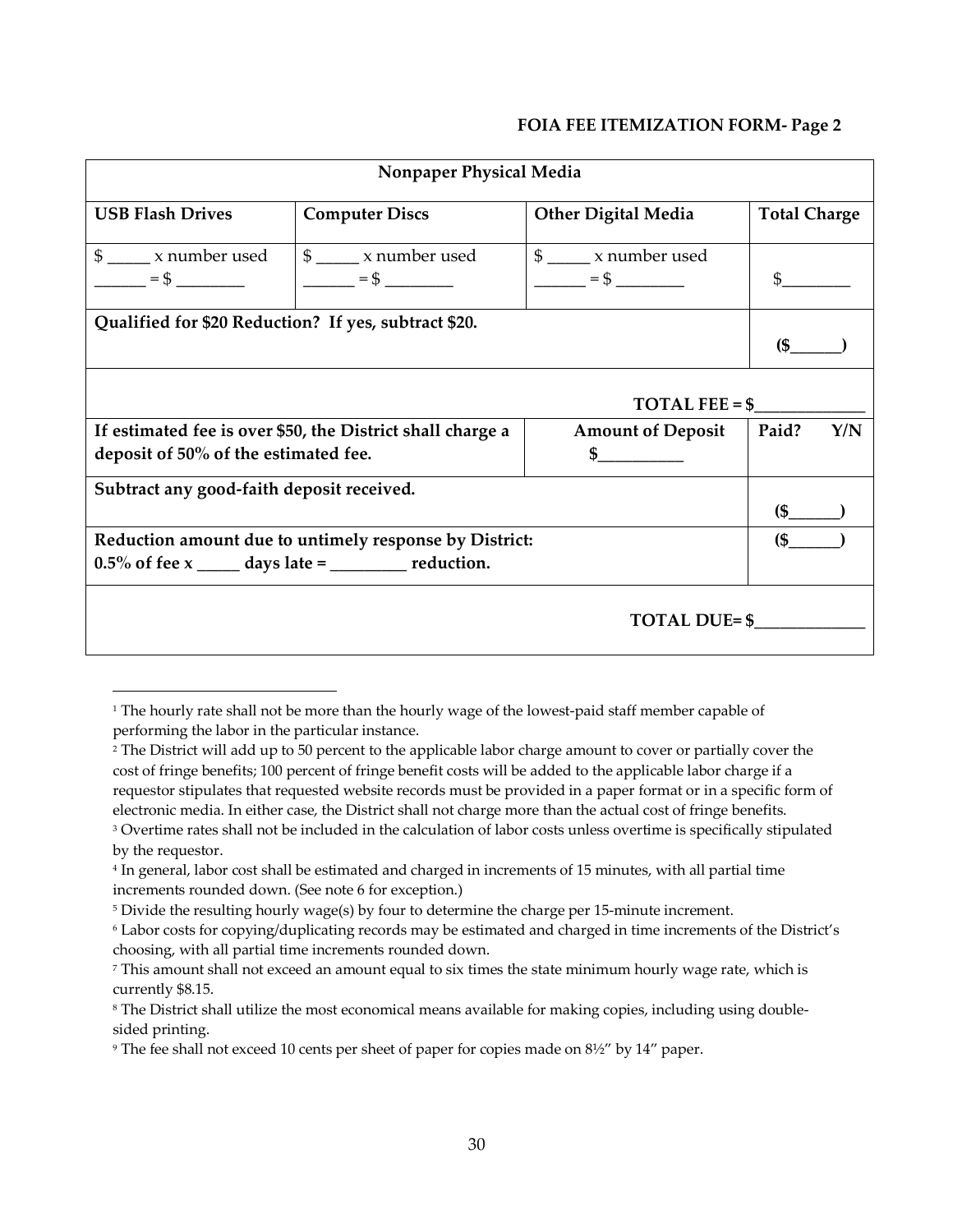**FOIA FEE ITEMIZATION FORM- Page 2**

| Nonpaper Physical Media | | | |
|---|---|---|---|
| **USB Flash Drives** | **Computer Discs** | **Other Digital Media** | **Total Charge** |
| $ _____ x number used ______ = $ ________ | $ _____ x number used ______ = $ ________ | $ _____ x number used ______ = $ ________ | $________ |
| **Qualified for $20 Reduction? If yes, subtract $20.** | | | **($______)** |
| | | **TOTAL FEE = $_____________** | |
| **If estimated fee is over $50, the District shall charge a deposit of 50% of the estimated fee.** | | **Amount of Deposit $__________** | **Paid? Y/N** |
| **Subtract any good-faith deposit received.** | | | **($______)** |
| **Reduction amount due to untimely response by District: 0.5% of fee x _____ days late = _________ reduction.** | | | **($______)** |
| | | **TOTAL DUE= $_____________** | |

---

[1] The hourly rate shall not be more than the hourly wage of the lowest-paid staff member capable of performing the labor in the particular instance.

[2] The District will add up to 50 percent to the applicable labor charge amount to cover or partially cover the cost of fringe benefits; 100 percent of fringe benefit costs will be added to the applicable labor charge if a requestor stipulates that requested website records must be provided in a paper format or in a specific form of electronic media. In either case, the District shall not charge more than the actual cost of fringe benefits.

[3] Overtime rates shall not be included in the calculation of labor costs unless overtime is specifically stipulated by the requestor.

[4] In general, labor cost shall be estimated and charged in increments of 15 minutes, with all partial time increments rounded down. (See note 6 for exception.)

[5] Divide the resulting hourly wage(s) by four to determine the charge per 15-minute increment.

[6] Labor costs for copying/duplicating records may be estimated and charged in time increments of the District's choosing, with all partial time increments rounded down.

[7] This amount shall not exceed an amount equal to six times the state minimum hourly wage rate, which is currently $8.15.

[8] The District shall utilize the most economical means available for making copies, including using double-sided printing.

[9] The fee shall not exceed 10 cents per sheet of paper for copies made on 8½" by 14" paper.